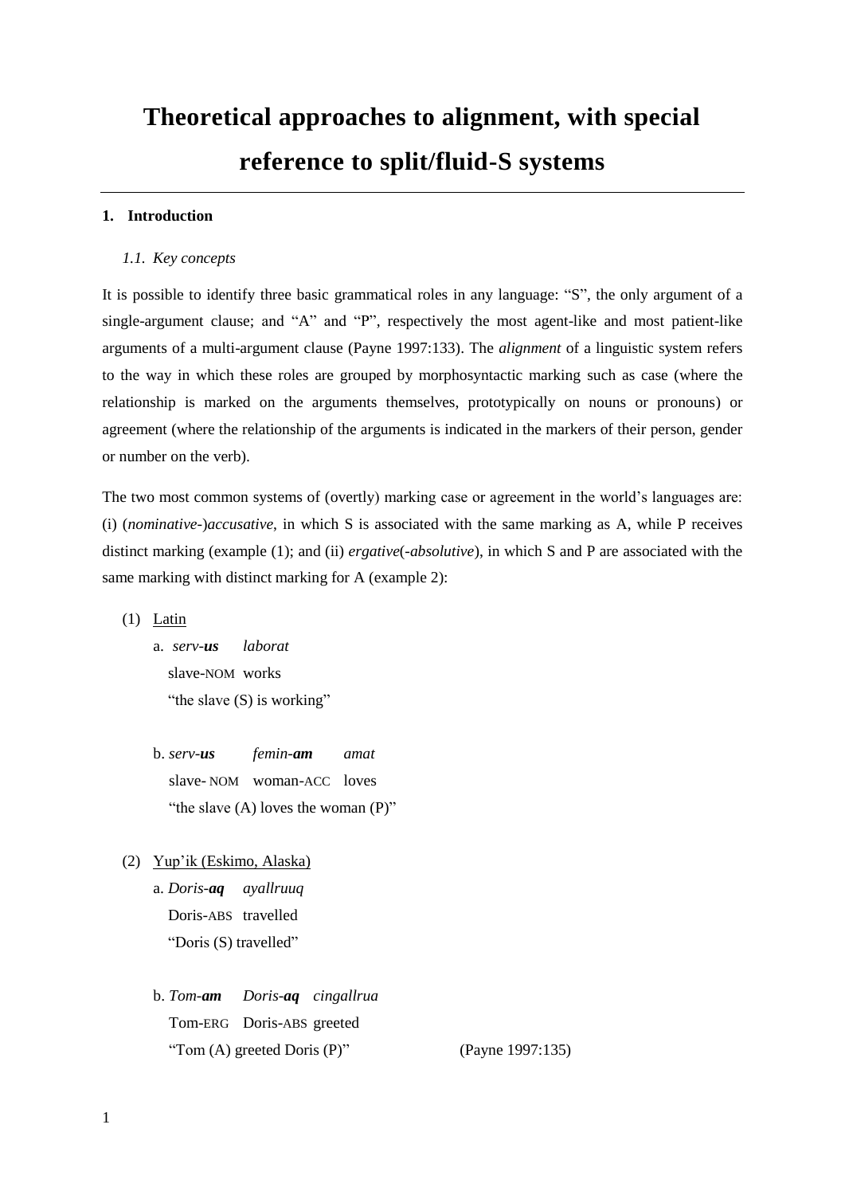# Theoretical approaches to alignment, with special reference to split/fluid-S systems

## 1. Introduction

### 1.1. Key concepts

It is possible to identify three basic grammatical roles in any language: "S", the only argument of a single-argument clause; and "A" and "P", respectively the most agent-like and most patient-like arguments of a multi-argument clause (Payne 1997:133). The *alignment* of a linguistic system refers to the way in which these roles are grouped by morphosyntactic marking such as case (where the relationship is marked on the arguments themselves, prototypically on nouns or pronouns) or agreement (where the relationship of the arguments is indicated in the markers of their person, gender or number on the verb).

The two most common systems of (overtly) marking case or agreement in the world's languages are: (i) (*nominative*-)*accusative*, in which S is associated with the same marking as A, while P receives distinct marking (example (1); and (ii) *ergative*(-*absolutive*), in which S and P are associated with the same marking with distinct marking for A (example 2):

(1) Latin

a. *serv-**us*** *laborat*
slave-NOM works
"the slave (S) is working"

b. *serv-**us*** *femin-**am*** *amat*
slave- NOM woman-ACC loves
"the slave (A) loves the woman (P)"

(2) Yup'ik (Eskimo, Alaska)

a. *Doris-**aq*** *ayallruuq*
Doris-ABS travelled
"Doris (S) travelled"

b. *Tom-**am*** *Doris-**aq*** *cingallrua*
Tom-ERG Doris-ABS greeted
"Tom (A) greeted Doris (P)" (Payne 1997:135)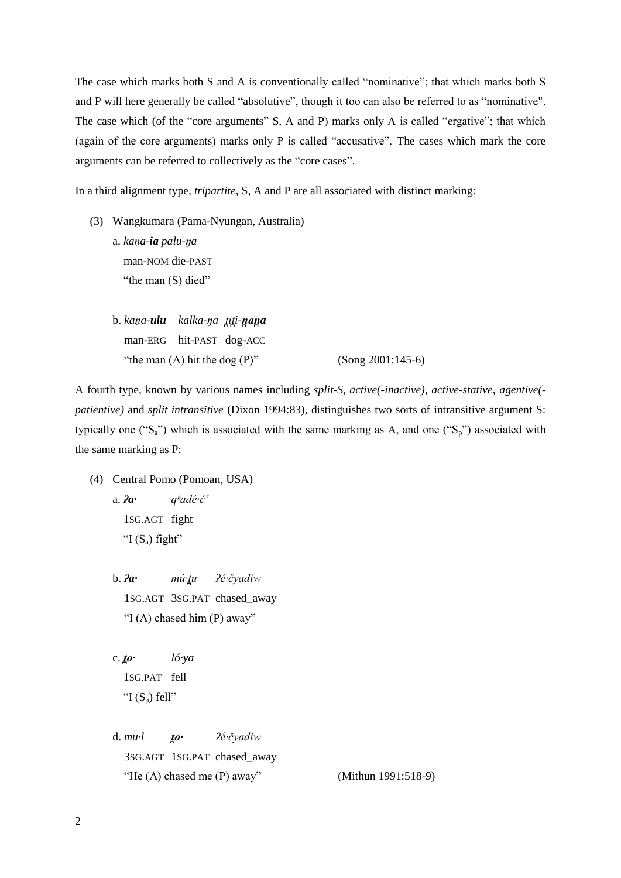The case which marks both S and A is conventionally called "nominative"; that which marks both S and P will here generally be called "absolutive", though it too can also be referred to as "nominative". The case which (of the "core arguments" S, A and P) marks only A is called "ergative"; that which (again of the core arguments) marks only P is called "accusative". The cases which mark the core arguments can be referred to collectively as the "core cases".

In a third alignment type, *tripartite*, S, A and P are all associated with distinct marking:

(3) Wangkumara (Pama-Nyungan, Australia)

a. *kaṇa-**ia** palu-ŋa*
   man-NOM die-PAST
   "the man (S) died"

b. *kaṇa-**ulu** kalka-ŋa ṯiṯi-**ṉaṉa***
   man-ERG hit-PAST dog-ACC
   "the man (A) hit the dog (P)" (Song 2001:145-6)

A fourth type, known by various names including *split-S*, *active(-inactive)*, *active-stative*, *agentive(-patientive)* and *split intransitive* (Dixon 1994:83), distinguishes two sorts of intransitive argument S: typically one ("$S_a$") which is associated with the same marking as A, and one ("$S_p$") associated with the same marking as P:

(4) Central Pomo (Pomoan, USA)

a. ***ʔa·*** *qʰadé·č'*
   1SG.AGT fight
   "I ($S_a$) fight"

b. ***ʔa·*** *mú·ṯu ʔé·čyadiw*
   1SG.AGT 3SG.PAT chased_away
   "I (A) chased him (P) away"

c. ***ṯo·*** *ló·ya*
   1SG.PAT fell
   "I ($S_p$) fell"

d. *mu·l* ***ṯo·*** *ʔé·čyadiw*
   3SG.AGT 1SG.PAT chased_away
   "He (A) chased me (P) away" (Mithun 1991:518-9)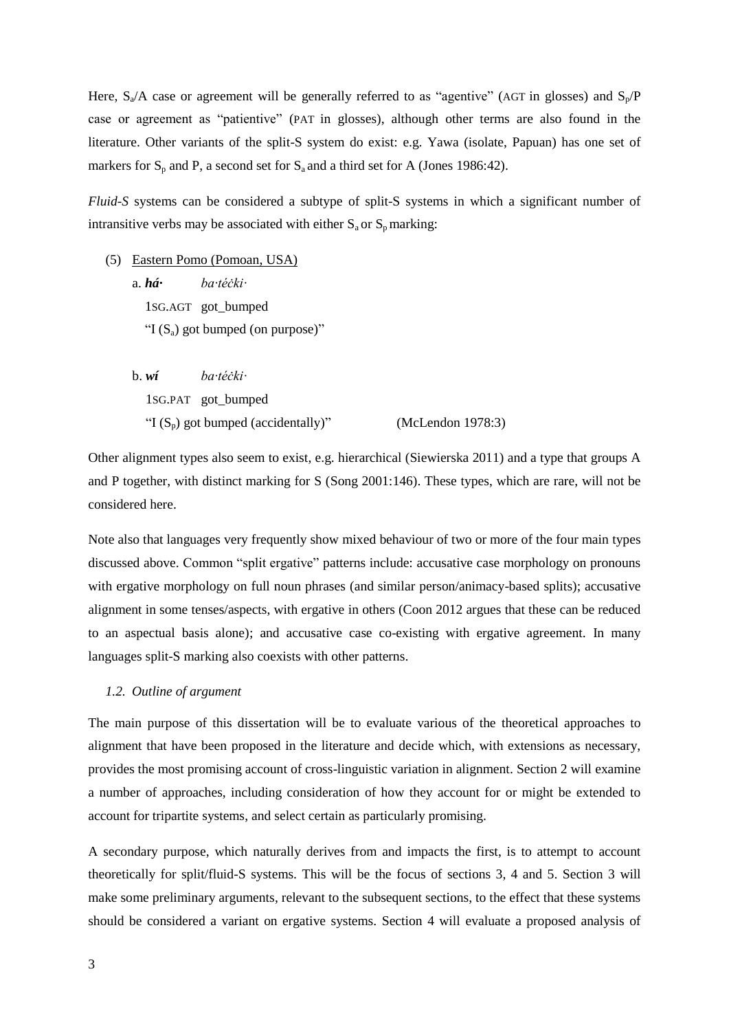Here, $S_a$/A case or agreement will be generally referred to as "agentive" (AGT in glosses) and $S_p$/P case or agreement as "patientive" (PAT in glosses), although other terms are also found in the literature. Other variants of the split-S system do exist: e.g. Yawa (isolate, Papuan) has one set of markers for $S_p$ and P, a second set for $S_a$ and a third set for A (Jones 1986:42).

*Fluid-S* systems can be considered a subtype of split-S systems in which a significant number of intransitive verbs may be associated with either $S_a$ or $S_p$ marking:

(5) Eastern Pomo (Pomoan, USA)

a. ***há·*** *ba·téčki·*
   1SG.AGT got_bumped
   "I ($S_a$) got bumped (on purpose)"

b. ***wí*** *ba·téčki·*
   1SG.PAT got_bumped
   "I ($S_p$) got bumped (accidentally)" (McLendon 1978:3)

Other alignment types also seem to exist, e.g. hierarchical (Siewierska 2011) and a type that groups A and P together, with distinct marking for S (Song 2001:146). These types, which are rare, will not be considered here.

Note also that languages very frequently show mixed behaviour of two or more of the four main types discussed above. Common "split ergative" patterns include: accusative case morphology on pronouns with ergative morphology on full noun phrases (and similar person/animacy-based splits); accusative alignment in some tenses/aspects, with ergative in others (Coon 2012 argues that these can be reduced to an aspectual basis alone); and accusative case co-existing with ergative agreement. In many languages split-S marking also coexists with other patterns.

### *1.2. Outline of argument*

The main purpose of this dissertation will be to evaluate various of the theoretical approaches to alignment that have been proposed in the literature and decide which, with extensions as necessary, provides the most promising account of cross-linguistic variation in alignment. Section 2 will examine a number of approaches, including consideration of how they account for or might be extended to account for tripartite systems, and select certain as particularly promising.

A secondary purpose, which naturally derives from and impacts the first, is to attempt to account theoretically for split/fluid-S systems. This will be the focus of sections 3, 4 and 5. Section 3 will make some preliminary arguments, relevant to the subsequent sections, to the effect that these systems should be considered a variant on ergative systems. Section 4 will evaluate a proposed analysis of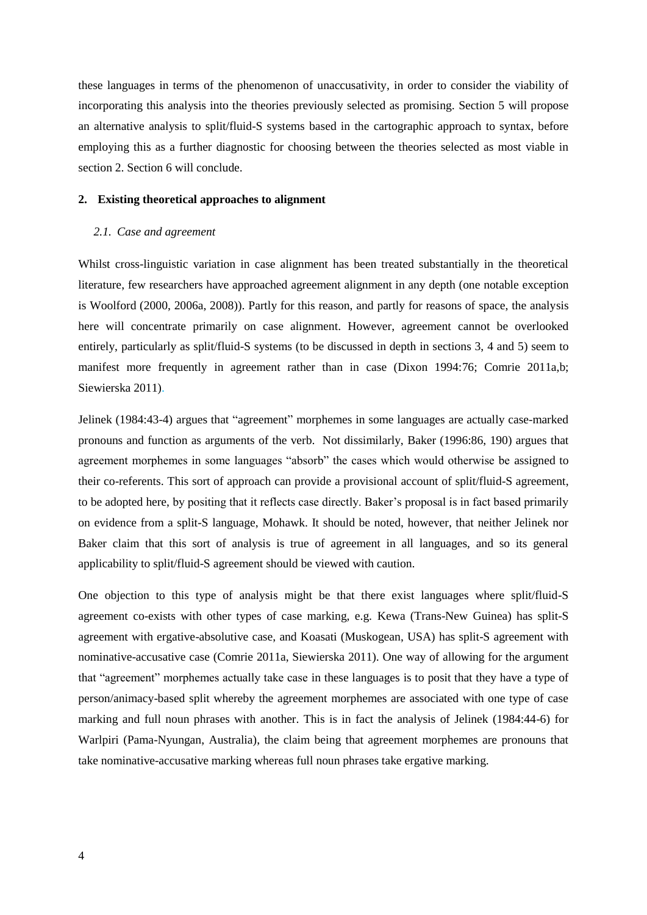these languages in terms of the phenomenon of unaccusativity, in order to consider the viability of incorporating this analysis into the theories previously selected as promising. Section 5 will propose an alternative analysis to split/fluid-S systems based in the cartographic approach to syntax, before employing this as a further diagnostic for choosing between the theories selected as most viable in section 2. Section 6 will conclude.

## 2. Existing theoretical approaches to alignment

### *2.1. Case and agreement*

Whilst cross-linguistic variation in case alignment has been treated substantially in the theoretical literature, few researchers have approached agreement alignment in any depth (one notable exception is Woolford (2000, 2006a, 2008)). Partly for this reason, and partly for reasons of space, the analysis here will concentrate primarily on case alignment. However, agreement cannot be overlooked entirely, particularly as split/fluid-S systems (to be discussed in depth in sections 3, 4 and 5) seem to manifest more frequently in agreement rather than in case (Dixon 1994:76; Comrie 2011a,b; Siewierska 2011).

Jelinek (1984:43-4) argues that "agreement" morphemes in some languages are actually case-marked pronouns and function as arguments of the verb. Not dissimilarly, Baker (1996:86, 190) argues that agreement morphemes in some languages "absorb" the cases which would otherwise be assigned to their co-referents. This sort of approach can provide a provisional account of split/fluid-S agreement, to be adopted here, by positing that it reflects case directly. Baker's proposal is in fact based primarily on evidence from a split-S language, Mohawk. It should be noted, however, that neither Jelinek nor Baker claim that this sort of analysis is true of agreement in all languages, and so its general applicability to split/fluid-S agreement should be viewed with caution.

One objection to this type of analysis might be that there exist languages where split/fluid-S agreement co-exists with other types of case marking, e.g. Kewa (Trans-New Guinea) has split-S agreement with ergative-absolutive case, and Koasati (Muskogean, USA) has split-S agreement with nominative-accusative case (Comrie 2011a, Siewierska 2011). One way of allowing for the argument that "agreement" morphemes actually take case in these languages is to posit that they have a type of person/animacy-based split whereby the agreement morphemes are associated with one type of case marking and full noun phrases with another. This is in fact the analysis of Jelinek (1984:44-6) for Warlpiri (Pama-Nyungan, Australia), the claim being that agreement morphemes are pronouns that take nominative-accusative marking whereas full noun phrases take ergative marking.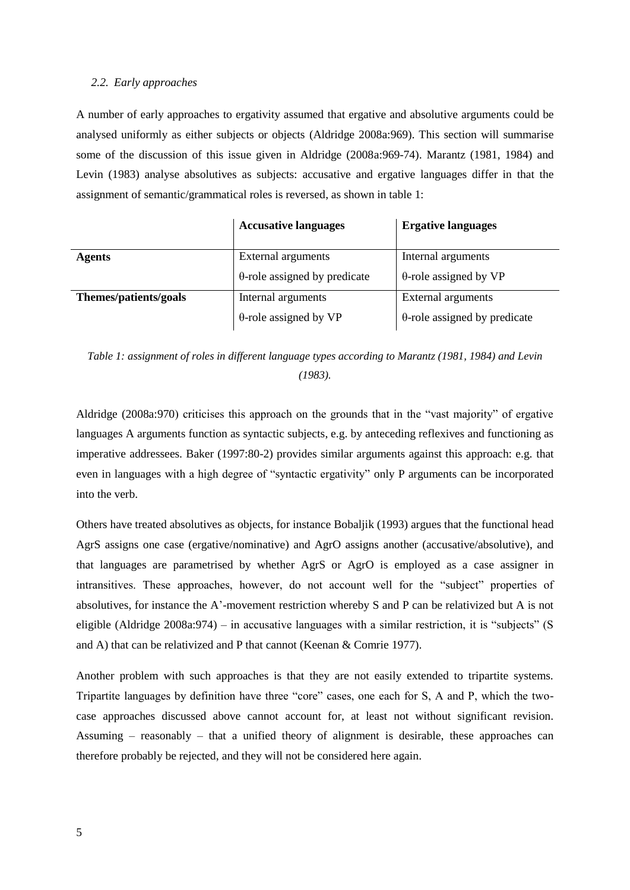### *2.2. Early approaches*

A number of early approaches to ergativity assumed that ergative and absolutive arguments could be analysed uniformly as either subjects or objects (Aldridge 2008a:969). This section will summarise some of the discussion of this issue given in Aldridge (2008a:969-74). Marantz (1981, 1984) and Levin (1983) analyse absolutives as subjects: accusative and ergative languages differ in that the assignment of semantic/grammatical roles is reversed, as shown in table 1:

| | **Accusative languages** | **Ergative languages** |
|---|---|---|
| **Agents** | External arguments<br>θ-role assigned by predicate | Internal arguments<br>θ-role assigned by VP |
| **Themes/patients/goals** | Internal arguments<br>θ-role assigned by VP | External arguments<br>θ-role assigned by predicate |

*Table 1: assignment of roles in different language types according to Marantz (1981, 1984) and Levin (1983).*

Aldridge (2008a:970) criticises this approach on the grounds that in the "vast majority" of ergative languages A arguments function as syntactic subjects, e.g. by anteceding reflexives and functioning as imperative addressees. Baker (1997:80-2) provides similar arguments against this approach: e.g. that even in languages with a high degree of "syntactic ergativity" only P arguments can be incorporated into the verb.

Others have treated absolutives as objects, for instance Bobaljik (1993) argues that the functional head AgrS assigns one case (ergative/nominative) and AgrO assigns another (accusative/absolutive), and that languages are parametrised by whether AgrS or AgrO is employed as a case assigner in intransitives. These approaches, however, do not account well for the "subject" properties of absolutives, for instance the A'-movement restriction whereby S and P can be relativized but A is not eligible (Aldridge 2008a:974) – in accusative languages with a similar restriction, it is "subjects" (S and A) that can be relativized and P that cannot (Keenan & Comrie 1977).

Another problem with such approaches is that they are not easily extended to tripartite systems. Tripartite languages by definition have three "core" cases, one each for S, A and P, which the two-case approaches discussed above cannot account for, at least not without significant revision. Assuming – reasonably – that a unified theory of alignment is desirable, these approaches can therefore probably be rejected, and they will not be considered here again.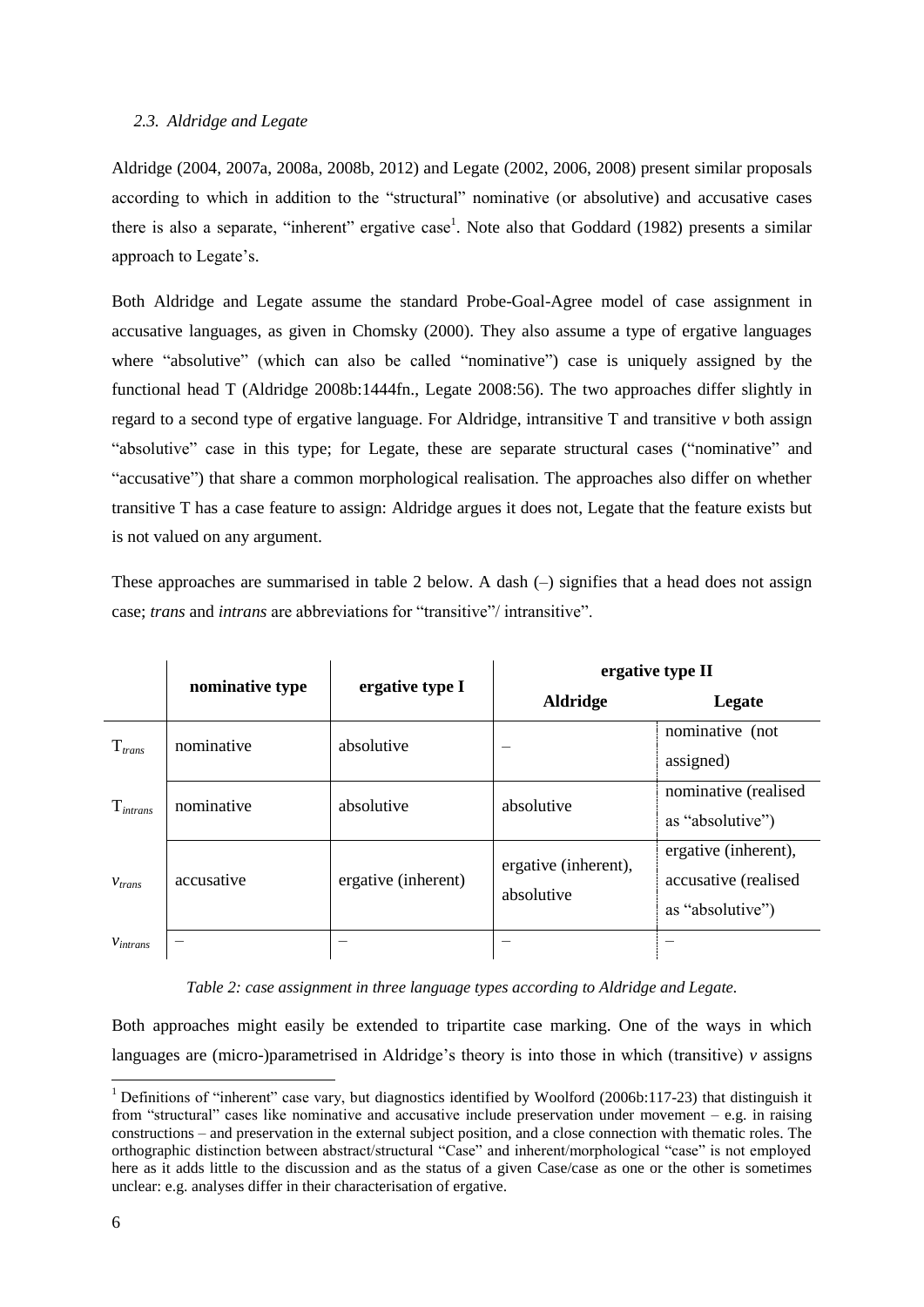### *2.3. Aldridge and Legate*

Aldridge (2004, 2007a, 2008a, 2008b, 2012) and Legate (2002, 2006, 2008) present similar proposals according to which in addition to the "structural" nominative (or absolutive) and accusative cases there is also a separate, "inherent" ergative case[1]. Note also that Goddard (1982) presents a similar approach to Legate's.

Both Aldridge and Legate assume the standard Probe-Goal-Agree model of case assignment in accusative languages, as given in Chomsky (2000). They also assume a type of ergative languages where "absolutive" (which can also be called "nominative") case is uniquely assigned by the functional head T (Aldridge 2008b:1444fn., Legate 2008:56). The two approaches differ slightly in regard to a second type of ergative language. For Aldridge, intransitive T and transitive *v* both assign "absolutive" case in this type; for Legate, these are separate structural cases ("nominative" and "accusative") that share a common morphological realisation. The approaches also differ on whether transitive T has a case feature to assign: Aldridge argues it does not, Legate that the feature exists but is not valued on any argument.

These approaches are summarised in table 2 below. A dash (–) signifies that a head does not assign case; *trans* and *intrans* are abbreviations for "transitive"/ intransitive".

| | nominative type | ergative type I | ergative type II | |
|---|---|---|---|---|
| | | | **Aldridge** | **Legate** |
| $T_{trans}$ | nominative | absolutive | – | nominative (not assigned) |
| $T_{intrans}$ | nominative | absolutive | absolutive | nominative (realised as "absolutive") |
| $v_{trans}$ | accusative | ergative (inherent) | ergative (inherent), absolutive | ergative (inherent), accusative (realised as "absolutive") |
| $v_{intrans}$ | – | – | – | – |

*Table 2: case assignment in three language types according to Aldridge and Legate.*

Both approaches might easily be extended to tripartite case marking. One of the ways in which languages are (micro-)parametrised in Aldridge's theory is into those in which (transitive) *v* assigns

[1] Definitions of "inherent" case vary, but diagnostics identified by Woolford (2006b:117-23) that distinguish it from "structural" cases like nominative and accusative include preservation under movement – e.g. in raising constructions – and preservation in the external subject position, and a close connection with thematic roles. The orthographic distinction between abstract/structural "Case" and inherent/morphological "case" is not employed here as it adds little to the discussion and as the status of a given Case/case as one or the other is sometimes unclear: e.g. analyses differ in their characterisation of ergative.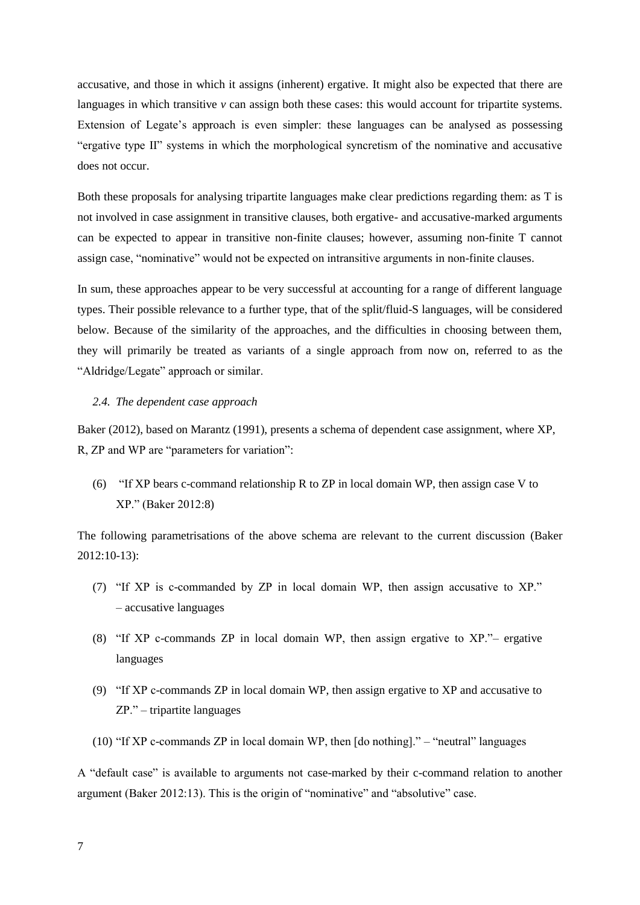accusative, and those in which it assigns (inherent) ergative. It might also be expected that there are languages in which transitive *v* can assign both these cases: this would account for tripartite systems. Extension of Legate's approach is even simpler: these languages can be analysed as possessing "ergative type II" systems in which the morphological syncretism of the nominative and accusative does not occur.

Both these proposals for analysing tripartite languages make clear predictions regarding them: as T is not involved in case assignment in transitive clauses, both ergative- and accusative-marked arguments can be expected to appear in transitive non-finite clauses; however, assuming non-finite T cannot assign case, "nominative" would not be expected on intransitive arguments in non-finite clauses.

In sum, these approaches appear to be very successful at accounting for a range of different language types. Their possible relevance to a further type, that of the split/fluid-S languages, will be considered below. Because of the similarity of the approaches, and the difficulties in choosing between them, they will primarily be treated as variants of a single approach from now on, referred to as the "Aldridge/Legate" approach or similar.

### *2.4. The dependent case approach*

Baker (2012), based on Marantz (1991), presents a schema of dependent case assignment, where XP, R, ZP and WP are "parameters for variation":

(6) "If XP bears c-command relationship R to ZP in local domain WP, then assign case V to XP." (Baker 2012:8)

The following parametrisations of the above schema are relevant to the current discussion (Baker 2012:10-13):

(7) "If XP is c-commanded by ZP in local domain WP, then assign accusative to XP." – accusative languages

(8) "If XP c-commands ZP in local domain WP, then assign ergative to XP."– ergative languages

(9) "If XP c-commands ZP in local domain WP, then assign ergative to XP and accusative to ZP." – tripartite languages

(10) "If XP c-commands ZP in local domain WP, then [do nothing]." – "neutral" languages

A "default case" is available to arguments not case-marked by their c-command relation to another argument (Baker 2012:13). This is the origin of "nominative" and "absolutive" case.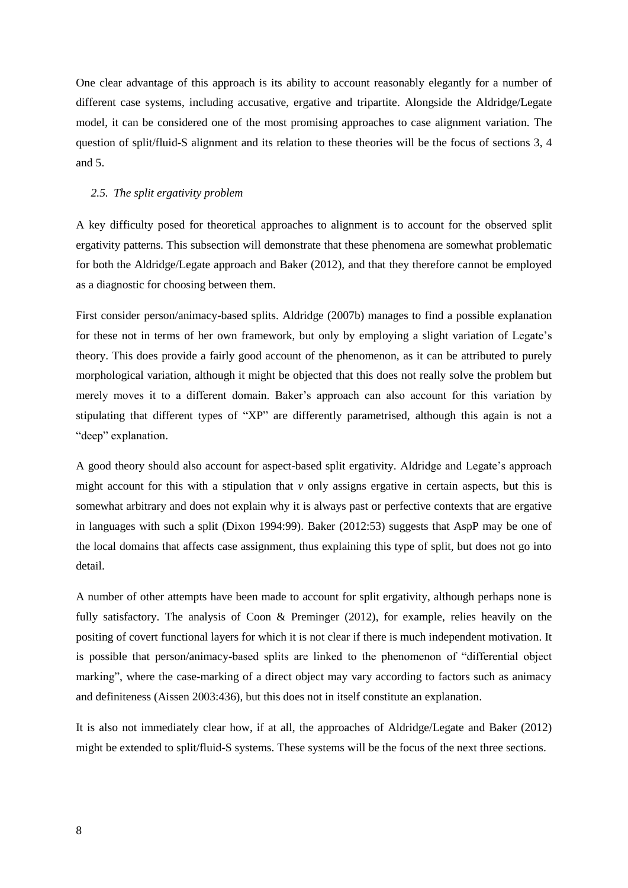One clear advantage of this approach is its ability to account reasonably elegantly for a number of different case systems, including accusative, ergative and tripartite. Alongside the Aldridge/Legate model, it can be considered one of the most promising approaches to case alignment variation. The question of split/fluid-S alignment and its relation to these theories will be the focus of sections 3, 4 and 5.

### *2.5. The split ergativity problem*

A key difficulty posed for theoretical approaches to alignment is to account for the observed split ergativity patterns. This subsection will demonstrate that these phenomena are somewhat problematic for both the Aldridge/Legate approach and Baker (2012), and that they therefore cannot be employed as a diagnostic for choosing between them.

First consider person/animacy-based splits. Aldridge (2007b) manages to find a possible explanation for these not in terms of her own framework, but only by employing a slight variation of Legate's theory. This does provide a fairly good account of the phenomenon, as it can be attributed to purely morphological variation, although it might be objected that this does not really solve the problem but merely moves it to a different domain. Baker's approach can also account for this variation by stipulating that different types of "XP" are differently parametrised, although this again is not a "deep" explanation.

A good theory should also account for aspect-based split ergativity. Aldridge and Legate's approach might account for this with a stipulation that *v* only assigns ergative in certain aspects, but this is somewhat arbitrary and does not explain why it is always past or perfective contexts that are ergative in languages with such a split (Dixon 1994:99). Baker (2012:53) suggests that AspP may be one of the local domains that affects case assignment, thus explaining this type of split, but does not go into detail.

A number of other attempts have been made to account for split ergativity, although perhaps none is fully satisfactory. The analysis of Coon & Preminger (2012), for example, relies heavily on the positing of covert functional layers for which it is not clear if there is much independent motivation. It is possible that person/animacy-based splits are linked to the phenomenon of "differential object marking", where the case-marking of a direct object may vary according to factors such as animacy and definiteness (Aissen 2003:436), but this does not in itself constitute an explanation.

It is also not immediately clear how, if at all, the approaches of Aldridge/Legate and Baker (2012) might be extended to split/fluid-S systems. These systems will be the focus of the next three sections.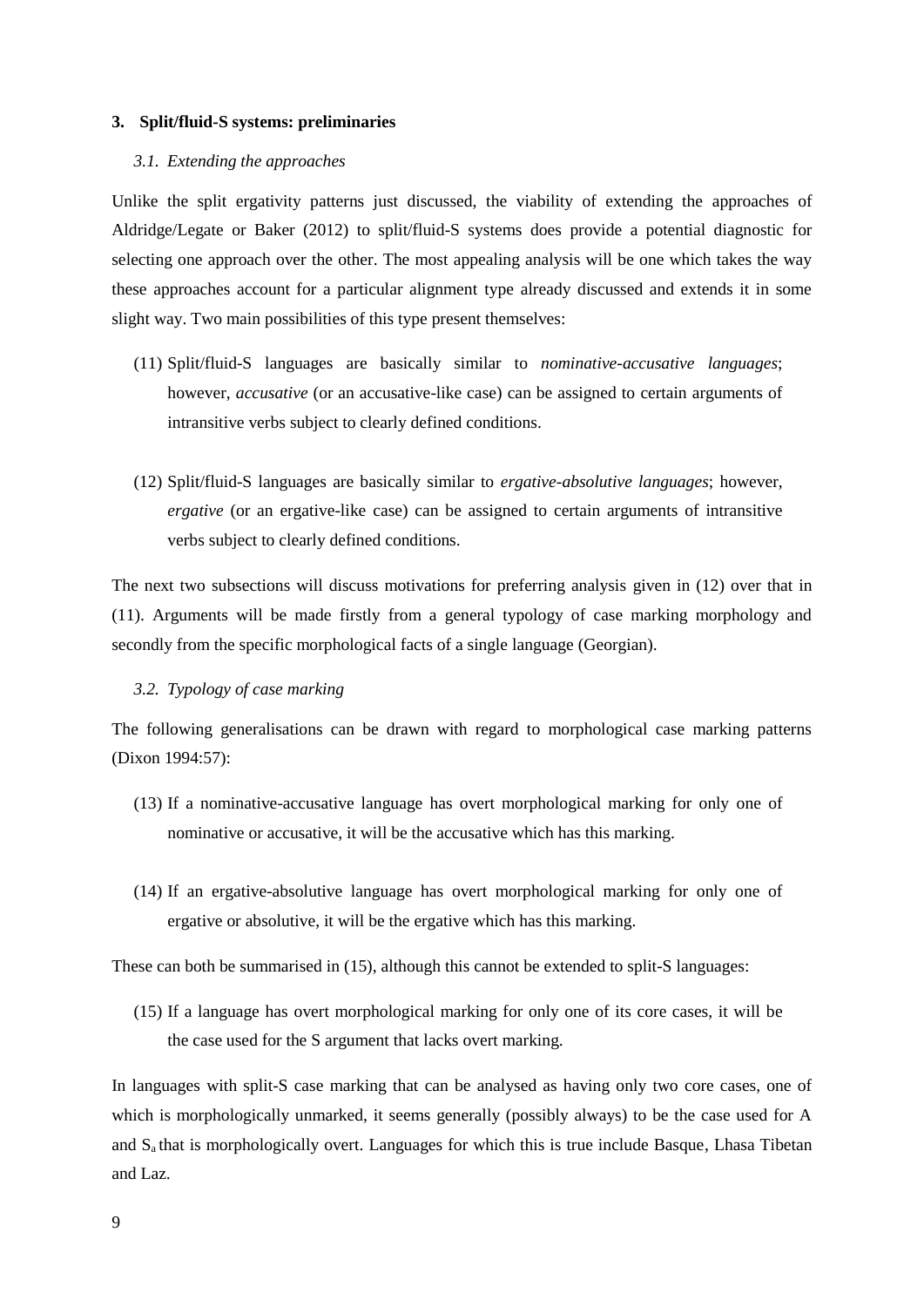## 3. Split/fluid-S systems: preliminaries

### 3.1. Extending the approaches

Unlike the split ergativity patterns just discussed, the viability of extending the approaches of Aldridge/Legate or Baker (2012) to split/fluid-S systems does provide a potential diagnostic for selecting one approach over the other. The most appealing analysis will be one which takes the way these approaches account for a particular alignment type already discussed and extends it in some slight way. Two main possibilities of this type present themselves:

(11) Split/fluid-S languages are basically similar to *nominative-accusative languages*; however, *accusative* (or an accusative-like case) can be assigned to certain arguments of intransitive verbs subject to clearly defined conditions.

(12) Split/fluid-S languages are basically similar to *ergative-absolutive languages*; however, *ergative* (or an ergative-like case) can be assigned to certain arguments of intransitive verbs subject to clearly defined conditions.

The next two subsections will discuss motivations for preferring analysis given in (12) over that in (11). Arguments will be made firstly from a general typology of case marking morphology and secondly from the specific morphological facts of a single language (Georgian).

### 3.2. Typology of case marking

The following generalisations can be drawn with regard to morphological case marking patterns (Dixon 1994:57):

(13) If a nominative-accusative language has overt morphological marking for only one of nominative or accusative, it will be the accusative which has this marking.

(14) If an ergative-absolutive language has overt morphological marking for only one of ergative or absolutive, it will be the ergative which has this marking.

These can both be summarised in (15), although this cannot be extended to split-S languages:

(15) If a language has overt morphological marking for only one of its core cases, it will be the case used for the S argument that lacks overt marking.

In languages with split-S case marking that can be analysed as having only two core cases, one of which is morphologically unmarked, it seems generally (possibly always) to be the case used for A and $S_a$ that is morphologically overt. Languages for which this is true include Basque, Lhasa Tibetan and Laz.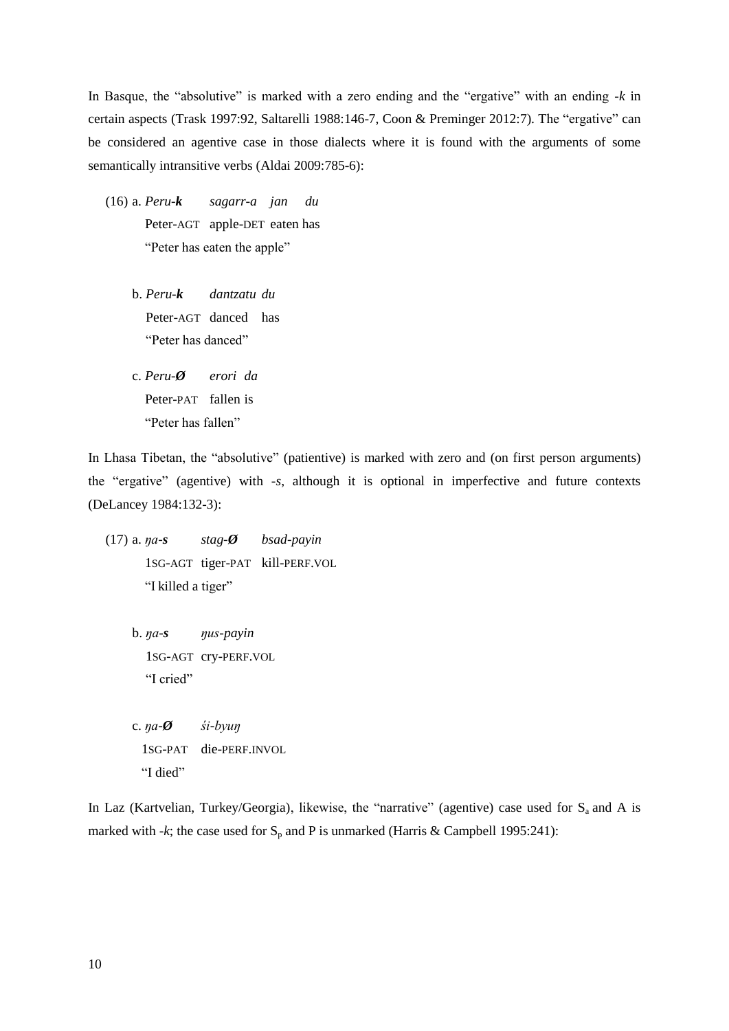In Basque, the "absolutive" is marked with a zero ending and the "ergative" with an ending *-k* in certain aspects (Trask 1997:92, Saltarelli 1988:146-7, Coon & Preminger 2012:7). The "ergative" can be considered an agentive case in those dialects where it is found with the arguments of some semantically intransitive verbs (Aldai 2009:785-6):

(16) a. ***Peru-k*** *sagarr-a jan du*  
Peter-AGT apple-DET eaten has  
"Peter has eaten the apple"

b. ***Peru-k*** *dantzatu du*  
Peter-AGT danced has  
"Peter has danced"

c. ***Peru-Ø*** *erori da*  
Peter-PAT fallen is  
"Peter has fallen"

In Lhasa Tibetan, the "absolutive" (patientive) is marked with zero and (on first person arguments) the "ergative" (agentive) with *-s*, although it is optional in imperfective and future contexts (DeLancey 1984:132-3):

(17) a. ***ŋa-s*** ***stag-Ø*** *bsad-payin*  
1SG-AGT tiger-PAT kill-PERF.VOL  
"I killed a tiger"

b. ***ŋa-s*** *ŋus-payin*  
1SG-AGT cry-PERF.VOL  
"I cried"

c. ***ŋa-Ø*** *śi-byuŋ*  
1SG-PAT die-PERF.INVOL  
"I died"

In Laz (Kartvelian, Turkey/Georgia), likewise, the "narrative" (agentive) case used for $S_a$ and A is marked with *-k*; the case used for $S_p$ and P is unmarked (Harris & Campbell 1995:241):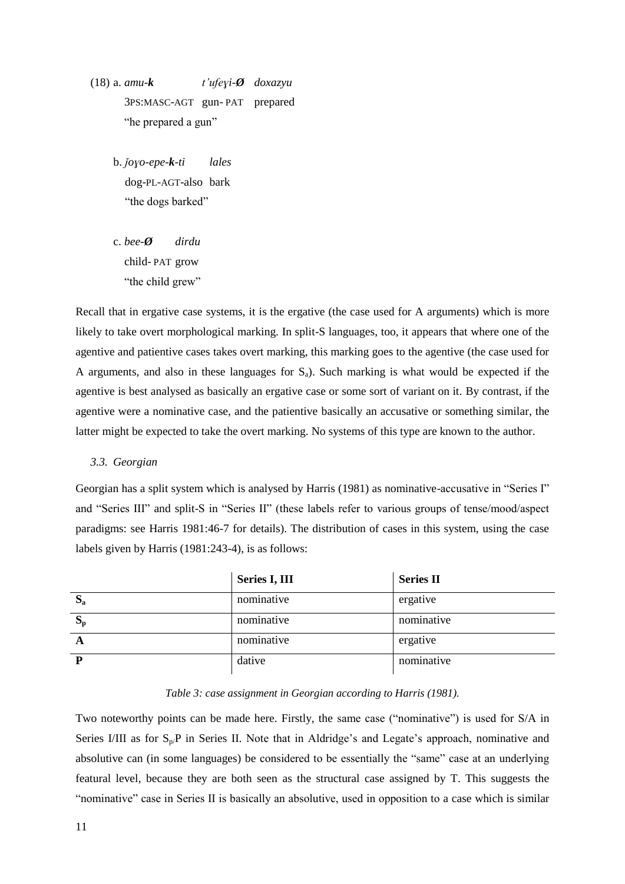(18) a. *amu-**k*** *t'ufeγi-**Ø*** *doxazyu*
3PS:MASC-AGT gun- PAT prepared
"he prepared a gun"

b. *joγo-epe-**k**-ti* *lales*
dog-PL-AGT-also bark
"the dogs barked"

c. *bee-**Ø*** *dirdu*
child- PAT grow
"the child grew"

Recall that in ergative case systems, it is the ergative (the case used for A arguments) which is more likely to take overt morphological marking. In split-S languages, too, it appears that where one of the agentive and patientive cases takes overt marking, this marking goes to the agentive (the case used for A arguments, and also in these languages for $S_a$). Such marking is what would be expected if the agentive is best analysed as basically an ergative case or some sort of variant on it. By contrast, if the agentive were a nominative case, and the patientive basically an accusative or something similar, the latter might be expected to take the overt marking. No systems of this type are known to the author.

### *3.3. Georgian*

Georgian has a split system which is analysed by Harris (1981) as nominative-accusative in "Series I" and "Series III" and split-S in "Series II" (these labels refer to various groups of tense/mood/aspect paradigms: see Harris 1981:46-7 for details). The distribution of cases in this system, using the case labels given by Harris (1981:243-4), is as follows:

| | **Series I, III** | **Series II** |
|---|---|---|
| $S_a$ | nominative | ergative |
| $S_p$ | nominative | nominative |
| **A** | nominative | ergative |
| **P** | dative | nominative |

*Table 3: case assignment in Georgian according to Harris (1981).*

Two noteworthy points can be made here. Firstly, the same case ("nominative") is used for S/A in Series I/III as for $S_p$/P in Series II. Note that in Aldridge's and Legate's approach, nominative and absolutive can (in some languages) be considered to be essentially the "same" case at an underlying featural level, because they are both seen as the structural case assigned by T. This suggests the "nominative" case in Series II is basically an absolutive, used in opposition to a case which is similar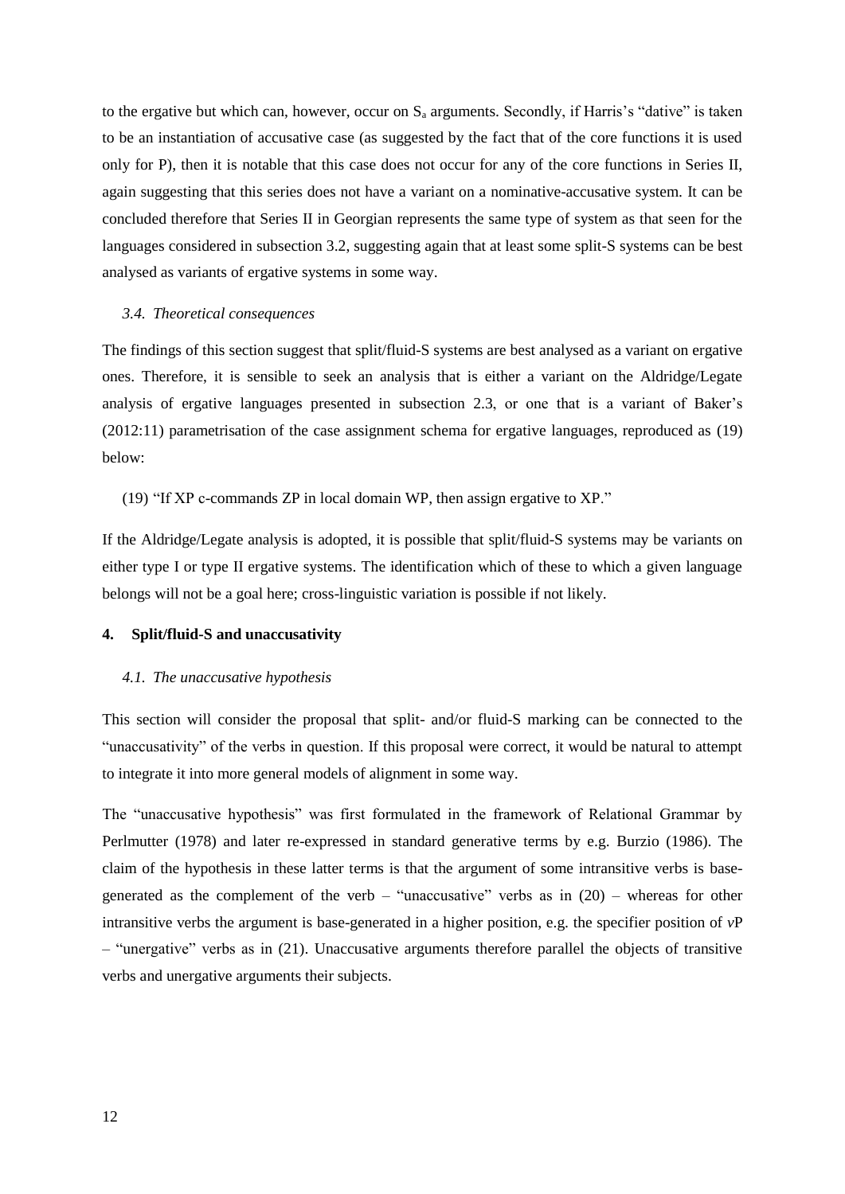to the ergative but which can, however, occur on $S_a$ arguments. Secondly, if Harris's "dative" is taken to be an instantiation of accusative case (as suggested by the fact that of the core functions it is used only for P), then it is notable that this case does not occur for any of the core functions in Series II, again suggesting that this series does not have a variant on a nominative-accusative system. It can be concluded therefore that Series II in Georgian represents the same type of system as that seen for the languages considered in subsection 3.2, suggesting again that at least some split-S systems can be best analysed as variants of ergative systems in some way.

### *3.4. Theoretical consequences*

The findings of this section suggest that split/fluid-S systems are best analysed as a variant on ergative ones. Therefore, it is sensible to seek an analysis that is either a variant on the Aldridge/Legate analysis of ergative languages presented in subsection 2.3, or one that is a variant of Baker's (2012:11) parametrisation of the case assignment schema for ergative languages, reproduced as (19) below:

(19) "If XP c-commands ZP in local domain WP, then assign ergative to XP."

If the Aldridge/Legate analysis is adopted, it is possible that split/fluid-S systems may be variants on either type I or type II ergative systems. The identification which of these to which a given language belongs will not be a goal here; cross-linguistic variation is possible if not likely.

## **4. Split/fluid-S and unaccusativity**

### *4.1. The unaccusative hypothesis*

This section will consider the proposal that split- and/or fluid-S marking can be connected to the "unaccusativity" of the verbs in question. If this proposal were correct, it would be natural to attempt to integrate it into more general models of alignment in some way.

The "unaccusative hypothesis" was first formulated in the framework of Relational Grammar by Perlmutter (1978) and later re-expressed in standard generative terms by e.g. Burzio (1986). The claim of the hypothesis in these latter terms is that the argument of some intransitive verbs is base-generated as the complement of the verb – "unaccusative" verbs as in (20) – whereas for other intransitive verbs the argument is base-generated in a higher position, e.g. the specifier position of *v*P – "unergative" verbs as in (21). Unaccusative arguments therefore parallel the objects of transitive verbs and unergative arguments their subjects.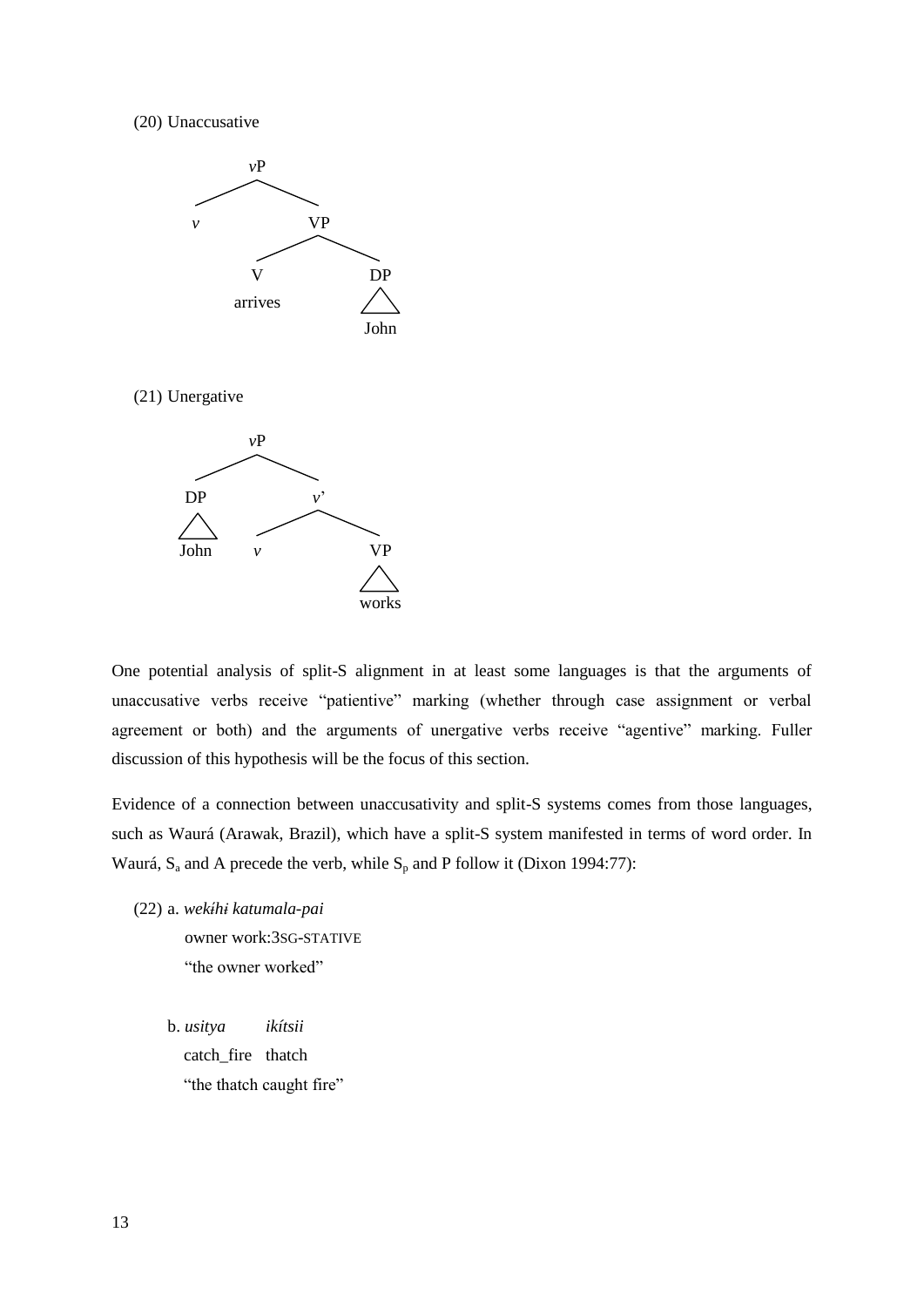(20) Unaccusative

```
        vP
       /  \
      v    VP
          /  \
         V    DP
      arrives  |
              John
```

(21) Unergative

```
         vP
        /  \
      DP    v'
      |    /  \
    John  v    VP
               |
             works
```

One potential analysis of split-S alignment in at least some languages is that the arguments of unaccusative verbs receive "patientive" marking (whether through case assignment or verbal agreement or both) and the arguments of unergative verbs receive "agentive" marking. Fuller discussion of this hypothesis will be the focus of this section.

Evidence of a connection between unaccusativity and split-S systems comes from those languages, such as Waurá (Arawak, Brazil), which have a split-S system manifested in terms of word order. In Waurá, $S_a$ and A precede the verb, while $S_p$ and P follow it (Dixon 1994:77):

(22) a. *wekɨhɨ katumala-pai*
owner work:3SG-STATIVE
"the owner worked"

b. *usitya ikítsii*
catch_fire thatch
"the thatch caught fire"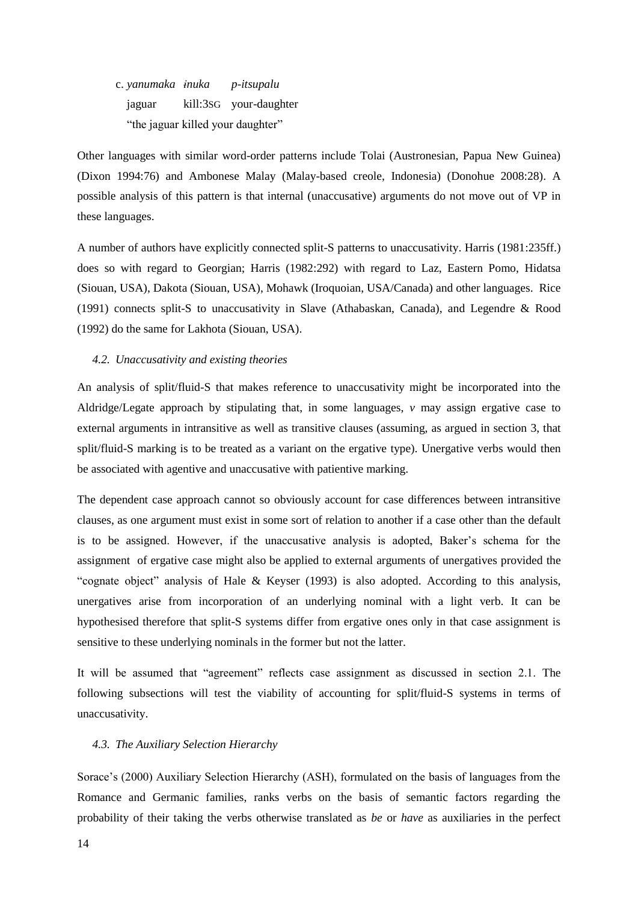c. *yanumaka ɨnuka p-itsupalu*
   jaguar kill:3SG your-daughter
   "the jaguar killed your daughter"

Other languages with similar word-order patterns include Tolai (Austronesian, Papua New Guinea) (Dixon 1994:76) and Ambonese Malay (Malay-based creole, Indonesia) (Donohue 2008:28). A possible analysis of this pattern is that internal (unaccusative) arguments do not move out of VP in these languages.

A number of authors have explicitly connected split-S patterns to unaccusativity. Harris (1981:235ff.) does so with regard to Georgian; Harris (1982:292) with regard to Laz, Eastern Pomo, Hidatsa (Siouan, USA), Dakota (Siouan, USA), Mohawk (Iroquoian, USA/Canada) and other languages. Rice (1991) connects split-S to unaccusativity in Slave (Athabaskan, Canada), and Legendre & Rood (1992) do the same for Lakhota (Siouan, USA).

### *4.2. Unaccusativity and existing theories*

An analysis of split/fluid-S that makes reference to unaccusativity might be incorporated into the Aldridge/Legate approach by stipulating that, in some languages, *v* may assign ergative case to external arguments in intransitive as well as transitive clauses (assuming, as argued in section 3, that split/fluid-S marking is to be treated as a variant on the ergative type). Unergative verbs would then be associated with agentive and unaccusative with patientive marking.

The dependent case approach cannot so obviously account for case differences between intransitive clauses, as one argument must exist in some sort of relation to another if a case other than the default is to be assigned. However, if the unaccusative analysis is adopted, Baker's schema for the assignment of ergative case might also be applied to external arguments of unergatives provided the "cognate object" analysis of Hale & Keyser (1993) is also adopted. According to this analysis, unergatives arise from incorporation of an underlying nominal with a light verb. It can be hypothesised therefore that split-S systems differ from ergative ones only in that case assignment is sensitive to these underlying nominals in the former but not the latter.

It will be assumed that "agreement" reflects case assignment as discussed in section 2.1. The following subsections will test the viability of accounting for split/fluid-S systems in terms of unaccusativity.

### *4.3. The Auxiliary Selection Hierarchy*

Sorace's (2000) Auxiliary Selection Hierarchy (ASH), formulated on the basis of languages from the Romance and Germanic families, ranks verbs on the basis of semantic factors regarding the probability of their taking the verbs otherwise translated as *be* or *have* as auxiliaries in the perfect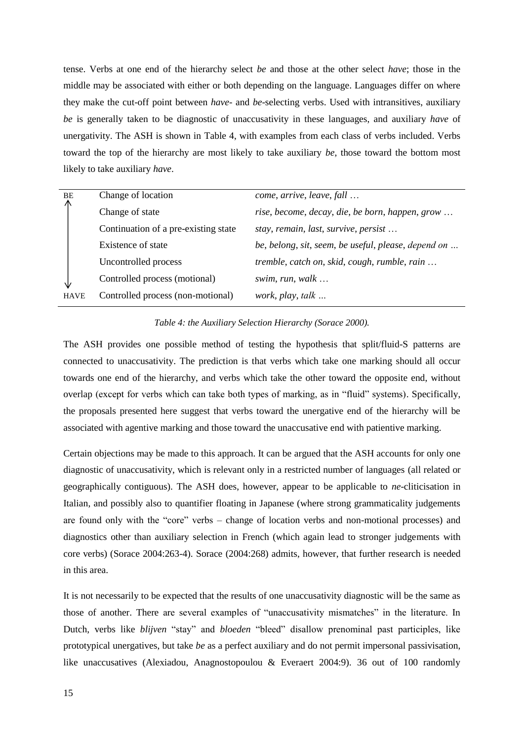tense. Verbs at one end of the hierarchy select *be* and those at the other select *have*; those in the middle may be associated with either or both depending on the language. Languages differ on where they make the cut-off point between *have*- and *be*-selecting verbs. Used with intransitives, auxiliary *be* is generally taken to be diagnostic of unaccusativity in these languages, and auxiliary *have* of unergativity. The ASH is shown in Table 4, with examples from each class of verbs included. Verbs toward the top of the hierarchy are most likely to take auxiliary *be*, those toward the bottom most likely to take auxiliary *have*.

| | | |
|---|---|---|
| BE ↑ | Change of location | *come*, *arrive*, *leave*, *fall* … |
| | Change of state | *rise*, *become*, *decay*, *die*, *be born*, *happen*, *grow* … |
| | Continuation of a pre-existing state | *stay*, *remain*, *last*, *survive*, *persist* … |
| | Existence of state | *be*, *belong*, *sit*, *seem*, *be useful*, *please*, *depend on* … |
| | Uncontrolled process | *tremble*, *catch on*, *skid*, *cough*, *rumble*, *rain* … |
| ↓ | Controlled process (motional) | *swim*, *run*, *walk* … |
| HAVE | Controlled process (non-motional) | *work*, *play*, *talk* … |

*Table 4: the Auxiliary Selection Hierarchy (Sorace 2000).*

The ASH provides one possible method of testing the hypothesis that split/fluid-S patterns are connected to unaccusativity. The prediction is that verbs which take one marking should all occur towards one end of the hierarchy, and verbs which take the other toward the opposite end, without overlap (except for verbs which can take both types of marking, as in "fluid" systems). Specifically, the proposals presented here suggest that verbs toward the unergative end of the hierarchy will be associated with agentive marking and those toward the unaccusative end with patientive marking.

Certain objections may be made to this approach. It can be argued that the ASH accounts for only one diagnostic of unaccusativity, which is relevant only in a restricted number of languages (all related or geographically contiguous). The ASH does, however, appear to be applicable to *ne*-cliticisation in Italian, and possibly also to quantifier floating in Japanese (where strong grammaticality judgements are found only with the "core" verbs – change of location verbs and non-motional processes) and diagnostics other than auxiliary selection in French (which again lead to stronger judgements with core verbs) (Sorace 2004:263-4). Sorace (2004:268) admits, however, that further research is needed in this area.

It is not necessarily to be expected that the results of one unaccusativity diagnostic will be the same as those of another. There are several examples of "unaccusativity mismatches" in the literature. In Dutch, verbs like *blijven* "stay" and *bloeden* "bleed" disallow prenominal past participles, like prototypical unergatives, but take *be* as a perfect auxiliary and do not permit impersonal passivisation, like unaccusatives (Alexiadou, Anagnostopoulou & Everaert 2004:9). 36 out of 100 randomly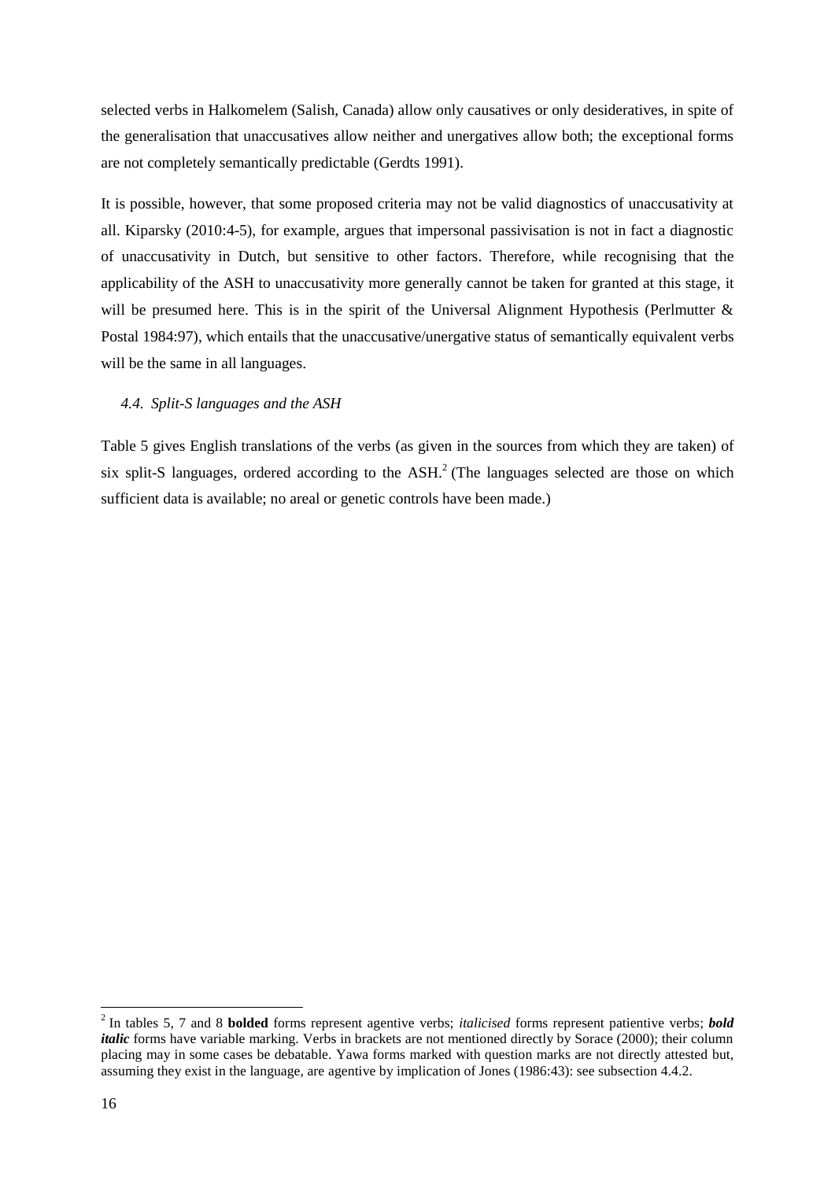selected verbs in Halkomelem (Salish, Canada) allow only causatives or only desideratives, in spite of the generalisation that unaccusatives allow neither and unergatives allow both; the exceptional forms are not completely semantically predictable (Gerdts 1991).

It is possible, however, that some proposed criteria may not be valid diagnostics of unaccusativity at all. Kiparsky (2010:4-5), for example, argues that impersonal passivisation is not in fact a diagnostic of unaccusativity in Dutch, but sensitive to other factors. Therefore, while recognising that the applicability of the ASH to unaccusativity more generally cannot be taken for granted at this stage, it will be presumed here. This is in the spirit of the Universal Alignment Hypothesis (Perlmutter & Postal 1984:97), which entails that the unaccusative/unergative status of semantically equivalent verbs will be the same in all languages.

### *4.4. Split-S languages and the ASH*

Table 5 gives English translations of the verbs (as given in the sources from which they are taken) of six split-S languages, ordered according to the ASH.[2] (The languages selected are those on which sufficient data is available; no areal or genetic controls have been made.)

[2] In tables 5, 7 and 8 **bolded** forms represent agentive verbs; *italicised* forms represent patientive verbs; ***bold italic*** forms have variable marking. Verbs in brackets are not mentioned directly by Sorace (2000); their column placing may in some cases be debatable. Yawa forms marked with question marks are not directly attested but, assuming they exist in the language, are agentive by implication of Jones (1986:43): see subsection 4.4.2.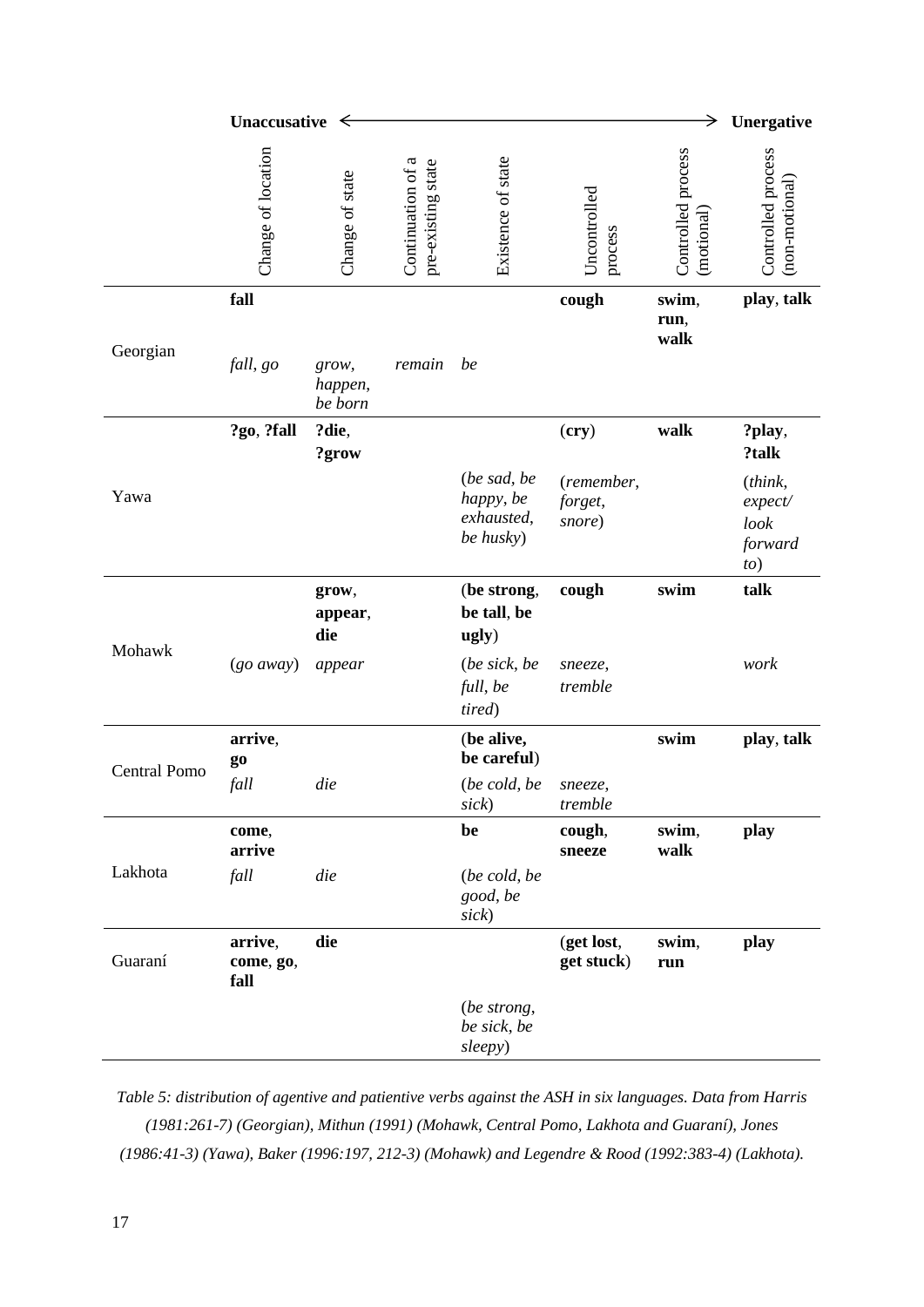| | Unaccusative ⟵ | | | | | | ⟶ Unergative |
|---|---|---|---|---|---|---|---|
| | Change of location | Change of state | Continuation of a pre-existing state | Existence of state | Uncontrolled process | Controlled process (motional) | Controlled process (non-motional) |
| Georgian | **fall** | | | | **cough** | **swim**, **run**, **walk** | **play**, **talk** |
| | *fall*, *go* | *grow*, *happen*, *be born* | *remain* | *be* | | | |
| Yawa | **?go**, **?fall** | **?die**, **?grow** | | | (**cry**) | **walk** | **?play**, **?talk** |
| | | | | (*be sad*, *be happy*, *be exhausted*, *be husky*) | (*remember*, *forget*, *snore*) | | (*think*, *expect/ look forward to*) |
| Mohawk | | **grow**, **appear**, **die** | | (**be strong**, **be tall**, **be ugly**) | **cough** | **swim** | **talk** |
| | (*go away*) | *appear* | | (*be sick*, *be full*, *be tired*) | *sneeze*, *tremble* | | *work* |
| Central Pomo | **arrive**, **go** | | | (**be alive**, **be careful**) | | **swim** | **play**, **talk** |
| | *fall* | *die* | | (*be cold*, *be sick*) | *sneeze*, *tremble* | | |
| Lakhota | **come**, **arrive** | | | **be** | **cough**, **sneeze** | **swim**, **walk** | **play** |
| | *fall* | *die* | | (*be cold*, *be good*, *be sick*) | | | |
| Guaraní | **arrive**, **come**, **go**, **fall** | **die** | | | (**get lost**, **get stuck**) | **swim**, **run** | **play** |
| | | | | (*be strong*, *be sick*, *be sleepy*) | | | |

*Table 5: distribution of agentive and patientive verbs against the ASH in six languages. Data from Harris (1981:261-7) (Georgian), Mithun (1991) (Mohawk, Central Pomo, Lakhota and Guaraní), Jones (1986:41-3) (Yawa), Baker (1996:197, 212-3) (Mohawk) and Legendre & Rood (1992:383-4) (Lakhota).*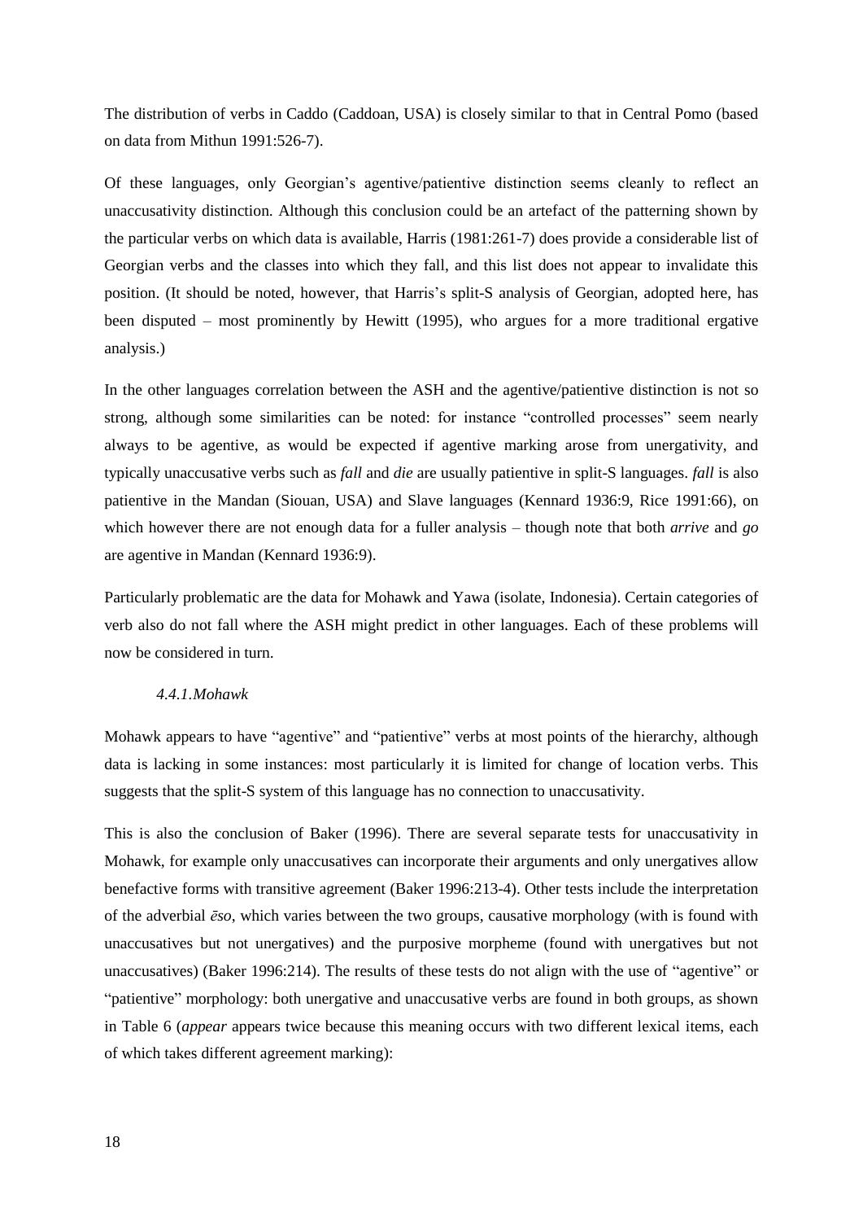The distribution of verbs in Caddo (Caddoan, USA) is closely similar to that in Central Pomo (based on data from Mithun 1991:526-7).

Of these languages, only Georgian's agentive/patientive distinction seems cleanly to reflect an unaccusativity distinction. Although this conclusion could be an artefact of the patterning shown by the particular verbs on which data is available, Harris (1981:261-7) does provide a considerable list of Georgian verbs and the classes into which they fall, and this list does not appear to invalidate this position. (It should be noted, however, that Harris's split-S analysis of Georgian, adopted here, has been disputed – most prominently by Hewitt (1995), who argues for a more traditional ergative analysis.)

In the other languages correlation between the ASH and the agentive/patientive distinction is not so strong, although some similarities can be noted: for instance "controlled processes" seem nearly always to be agentive, as would be expected if agentive marking arose from unergativity, and typically unaccusative verbs such as *fall* and *die* are usually patientive in split-S languages. *fall* is also patientive in the Mandan (Siouan, USA) and Slave languages (Kennard 1936:9, Rice 1991:66), on which however there are not enough data for a fuller analysis – though note that both *arrive* and *go* are agentive in Mandan (Kennard 1936:9).

Particularly problematic are the data for Mohawk and Yawa (isolate, Indonesia). Certain categories of verb also do not fall where the ASH might predict in other languages. Each of these problems will now be considered in turn.

### *4.4.1. Mohawk*

Mohawk appears to have "agentive" and "patientive" verbs at most points of the hierarchy, although data is lacking in some instances: most particularly it is limited for change of location verbs. This suggests that the split-S system of this language has no connection to unaccusativity.

This is also the conclusion of Baker (1996). There are several separate tests for unaccusativity in Mohawk, for example only unaccusatives can incorporate their arguments and only unergatives allow benefactive forms with transitive agreement (Baker 1996:213-4). Other tests include the interpretation of the adverbial *ēso*, which varies between the two groups, causative morphology (with is found with unaccusatives but not unergatives) and the purposive morpheme (found with unergatives but not unaccusatives) (Baker 1996:214). The results of these tests do not align with the use of "agentive" or "patientive" morphology: both unergative and unaccusative verbs are found in both groups, as shown in Table 6 (*appear* appears twice because this meaning occurs with two different lexical items, each of which takes different agreement marking):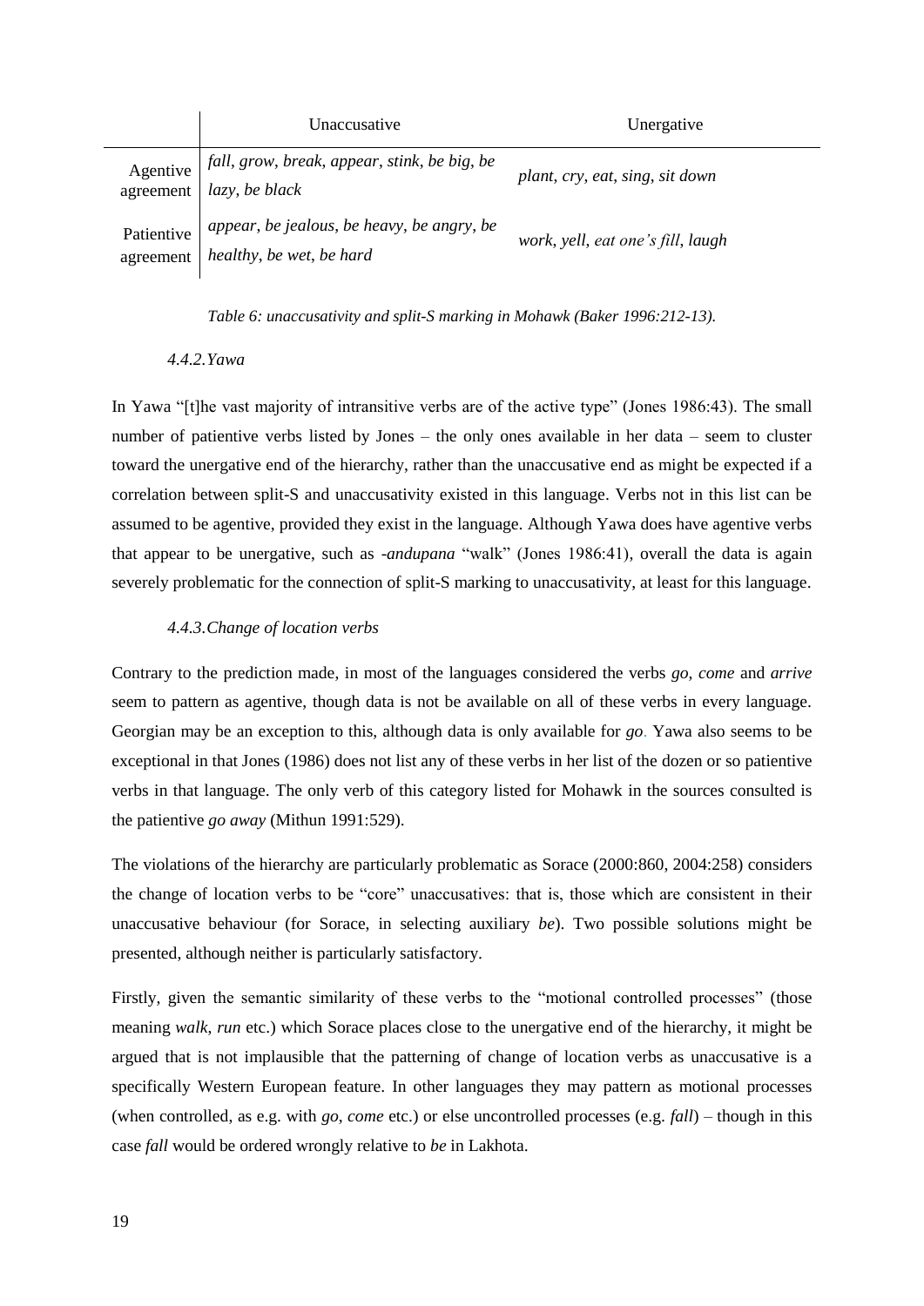| | Unaccusative | Unergative |
|---|---|---|
| Agentive agreement | *fall*, *grow*, *break*, *appear*, *stink*, *be big*, *be lazy*, *be black* | *plant*, *cry*, *eat*, *sing*, *sit down* |
| Patientive agreement | *appear*, *be jealous*, *be heavy*, *be angry*, *be healthy*, *be wet*, *be hard* | *work*, *yell*, *eat one's fill*, *laugh* |

*Table 6: unaccusativity and split-S marking in Mohawk (Baker 1996:212-13).*

#### *4.4.2. Yawa*

In Yawa "[t]he vast majority of intransitive verbs are of the active type" (Jones 1986:43). The small number of patientive verbs listed by Jones – the only ones available in her data – seem to cluster toward the unergative end of the hierarchy, rather than the unaccusative end as might be expected if a correlation between split-S and unaccusativity existed in this language. Verbs not in this list can be assumed to be agentive, provided they exist in the language. Although Yawa does have agentive verbs that appear to be unergative, such as *-andupana* "walk" (Jones 1986:41), overall the data is again severely problematic for the connection of split-S marking to unaccusativity, at least for this language.

#### *4.4.3. Change of location verbs*

Contrary to the prediction made, in most of the languages considered the verbs *go*, *come* and *arrive* seem to pattern as agentive, though data is not be available on all of these verbs in every language. Georgian may be an exception to this, although data is only available for *go*. Yawa also seems to be exceptional in that Jones (1986) does not list any of these verbs in her list of the dozen or so patientive verbs in that language. The only verb of this category listed for Mohawk in the sources consulted is the patientive *go away* (Mithun 1991:529).

The violations of the hierarchy are particularly problematic as Sorace (2000:860, 2004:258) considers the change of location verbs to be "core" unaccusatives: that is, those which are consistent in their unaccusative behaviour (for Sorace, in selecting auxiliary *be*). Two possible solutions might be presented, although neither is particularly satisfactory.

Firstly, given the semantic similarity of these verbs to the "motional controlled processes" (those meaning *walk*, *run* etc.) which Sorace places close to the unergative end of the hierarchy, it might be argued that is not implausible that the patterning of change of location verbs as unaccusative is a specifically Western European feature. In other languages they may pattern as motional processes (when controlled, as e.g. with *go*, *come* etc.) or else uncontrolled processes (e.g. *fall*) – though in this case *fall* would be ordered wrongly relative to *be* in Lakhota.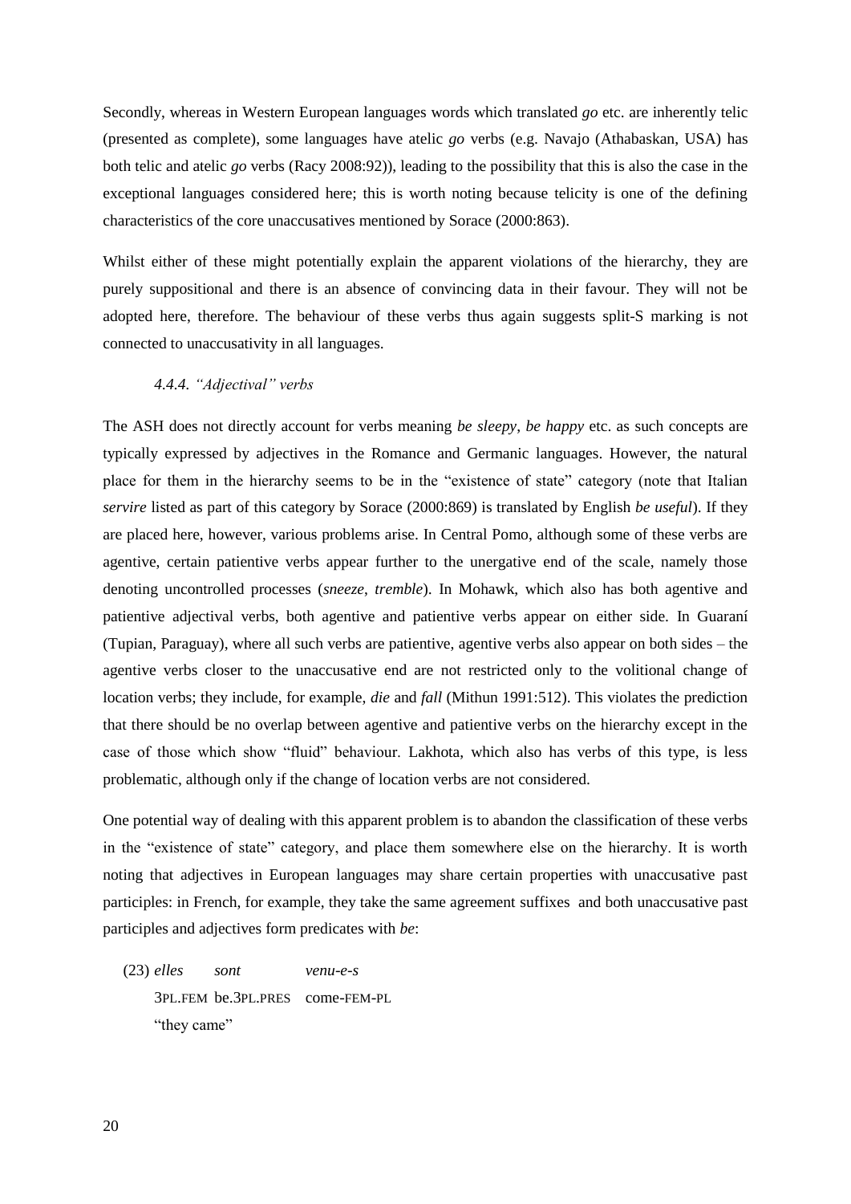Secondly, whereas in Western European languages words which translated *go* etc. are inherently telic (presented as complete), some languages have atelic *go* verbs (e.g. Navajo (Athabaskan, USA) has both telic and atelic *go* verbs (Racy 2008:92)), leading to the possibility that this is also the case in the exceptional languages considered here; this is worth noting because telicity is one of the defining characteristics of the core unaccusatives mentioned by Sorace (2000:863).

Whilst either of these might potentially explain the apparent violations of the hierarchy, they are purely suppositional and there is an absence of convincing data in their favour. They will not be adopted here, therefore. The behaviour of these verbs thus again suggests split-S marking is not connected to unaccusativity in all languages.

#### *4.4.4. "Adjectival" verbs*

The ASH does not directly account for verbs meaning *be sleepy*, *be happy* etc. as such concepts are typically expressed by adjectives in the Romance and Germanic languages. However, the natural place for them in the hierarchy seems to be in the "existence of state" category (note that Italian *servire* listed as part of this category by Sorace (2000:869) is translated by English *be useful*). If they are placed here, however, various problems arise. In Central Pomo, although some of these verbs are agentive, certain patientive verbs appear further to the unergative end of the scale, namely those denoting uncontrolled processes (*sneeze*, *tremble*). In Mohawk, which also has both agentive and patientive adjectival verbs, both agentive and patientive verbs appear on either side. In Guaraní (Tupian, Paraguay), where all such verbs are patientive, agentive verbs also appear on both sides – the agentive verbs closer to the unaccusative end are not restricted only to the volitional change of location verbs; they include, for example, *die* and *fall* (Mithun 1991:512). This violates the prediction that there should be no overlap between agentive and patientive verbs on the hierarchy except in the case of those which show "fluid" behaviour. Lakhota, which also has verbs of this type, is less problematic, although only if the change of location verbs are not considered.

One potential way of dealing with this apparent problem is to abandon the classification of these verbs in the "existence of state" category, and place them somewhere else on the hierarchy. It is worth noting that adjectives in European languages may share certain properties with unaccusative past participles: in French, for example, they take the same agreement suffixes and both unaccusative past participles and adjectives form predicates with *be*:

(23) *elles* *sont* *venu-e-s*
3PL.FEM be.3PL.PRES come-FEM-PL
"they came"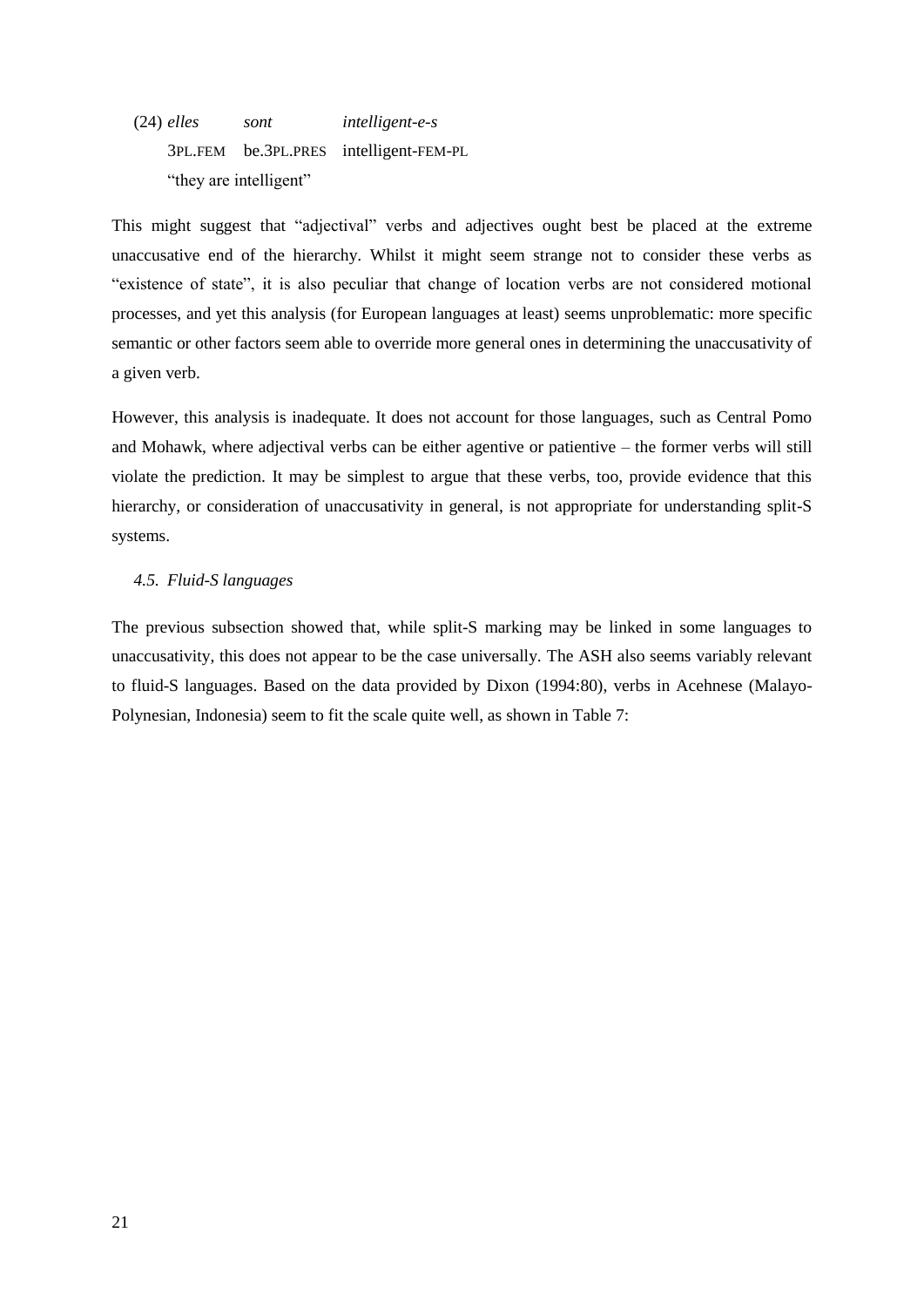(24) *elles* *sont* *intelligent-e-s*
3PL.FEM be.3PL.PRES intelligent-FEM-PL
"they are intelligent"

This might suggest that "adjectival" verbs and adjectives ought best be placed at the extreme unaccusative end of the hierarchy. Whilst it might seem strange not to consider these verbs as "existence of state", it is also peculiar that change of location verbs are not considered motional processes, and yet this analysis (for European languages at least) seems unproblematic: more specific semantic or other factors seem able to override more general ones in determining the unaccusativity of a given verb.

However, this analysis is inadequate. It does not account for those languages, such as Central Pomo and Mohawk, where adjectival verbs can be either agentive or patientive – the former verbs will still violate the prediction. It may be simplest to argue that these verbs, too, provide evidence that this hierarchy, or consideration of unaccusativity in general, is not appropriate for understanding split-S systems.

### *4.5. Fluid-S languages*

The previous subsection showed that, while split-S marking may be linked in some languages to unaccusativity, this does not appear to be the case universally. The ASH also seems variably relevant to fluid-S languages. Based on the data provided by Dixon (1994:80), verbs in Acehnese (Malayo-Polynesian, Indonesia) seem to fit the scale quite well, as shown in Table 7: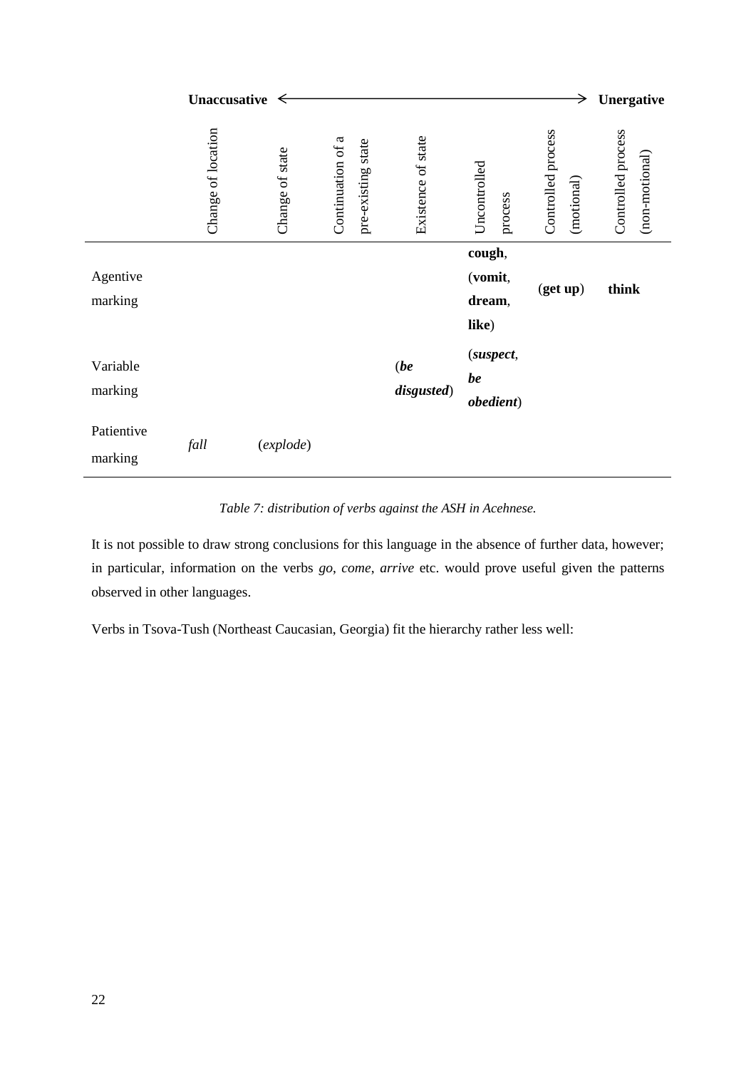| | **Unaccusative** ← | | | | | → **Unergative** | |
|---|---|---|---|---|---|---|---|
| | Change of location | Change of state | Continuation of a pre-existing state | Existence of state | Uncontrolled process | Controlled process (motional) | Controlled process (non-motional) |
| Agentive marking | | | | | **cough**, (**vomit**, **dream**, **like**) | (**get up**) | **think** |
| Variable marking | | | | (***be disgusted***) | (***suspect***, ***be obedient***) | | |
| Patientive marking | *fall* | (*explode*) | | | | | |

*Table 7: distribution of verbs against the ASH in Acehnese.*

It is not possible to draw strong conclusions for this language in the absence of further data, however; in particular, information on the verbs *go*, *come*, *arrive* etc. would prove useful given the patterns observed in other languages.

Verbs in Tsova-Tush (Northeast Caucasian, Georgia) fit the hierarchy rather less well: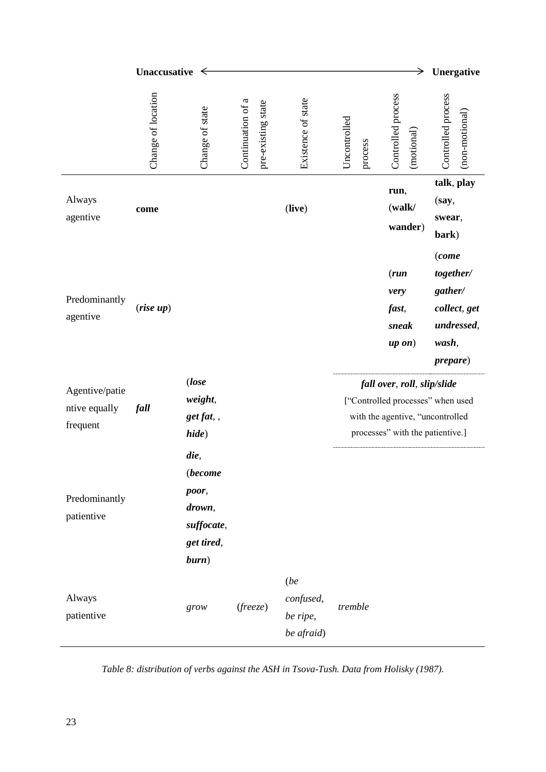| | Unaccusative ⟵ | | | | ⟶ | | Unergative |
|---|---|---|---|---|---|---|---|
| | Change of location | Change of state | Continuation of a pre-existing state | Existence of state | Uncontrolled process | Controlled process (motional) | Controlled process (non-motional) |
| Always agentive | **come** | | | (**live**) | | **run**, (**walk/ wander**) | **talk**, **play** (**say**, **swear**, **bark**) |
| Predominantly agentive | (***rise up***) | | | | | (***run very fast***, ***sneak up on***) | (***come together/ gather/ collect***, ***get undressed***, ***wash***, ***prepare***) |
| Agentive/patientive equally frequent | ***fall*** | (***lose weight***, ***get fat***, , ***hide***) | | | ***fall over***, ***roll***, ***slip/slide*** ["Controlled processes" when used with the agentive, "uncontrolled processes" with the patientive.] | | |
| Predominantly patientive | | ***die***, (***become poor***, ***drown***, ***suffocate***, ***get tired***, ***burn***) | | | | | |
| Always patientive | | *grow* | (*freeze*) | (*be confused*, *be ripe*, *be afraid*) | *tremble* | | |

*Table 8: distribution of verbs against the ASH in Tsova-Tush. Data from Holisky (1987).*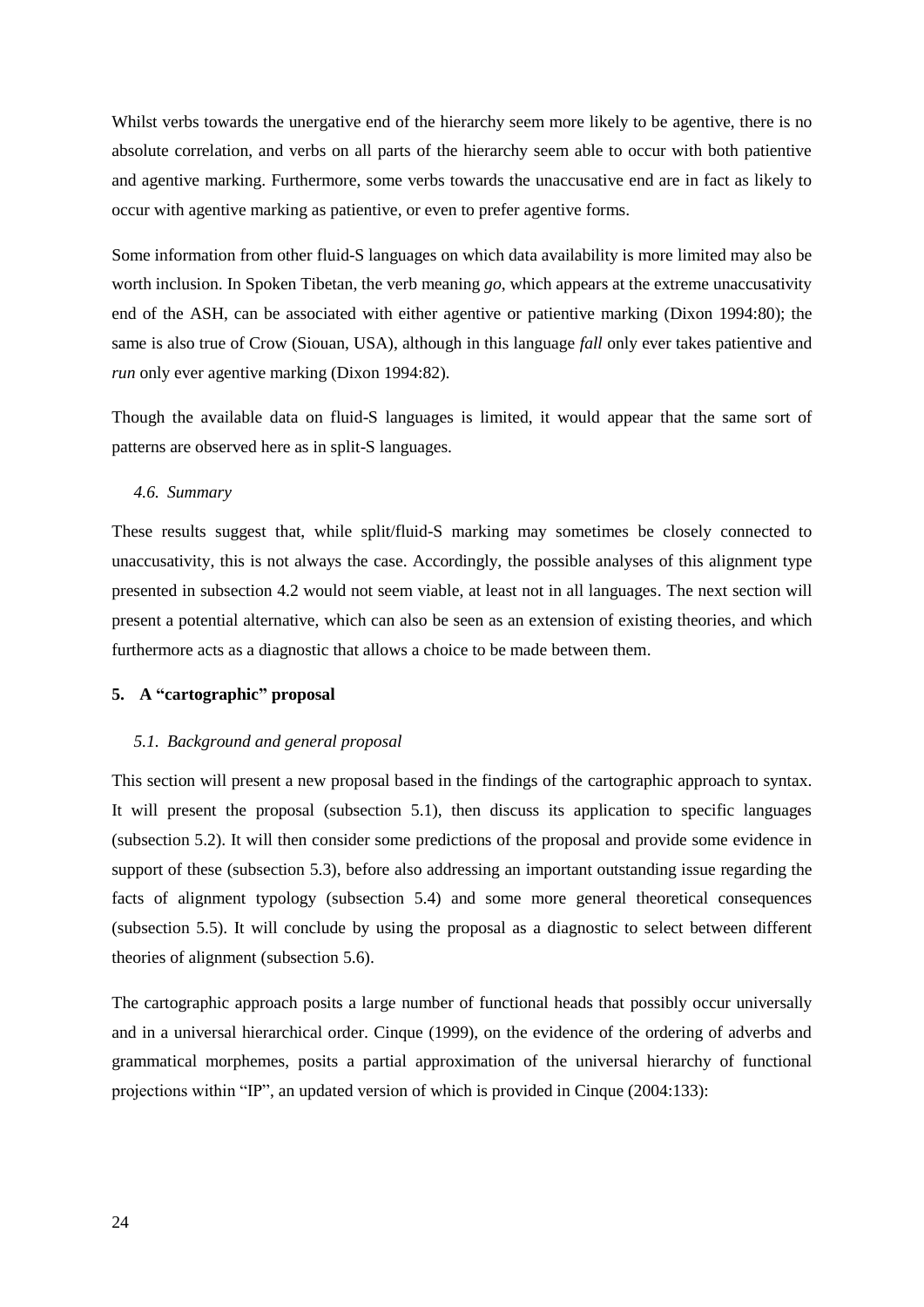Whilst verbs towards the unergative end of the hierarchy seem more likely to be agentive, there is no absolute correlation, and verbs on all parts of the hierarchy seem able to occur with both patientive and agentive marking. Furthermore, some verbs towards the unaccusative end are in fact as likely to occur with agentive marking as patientive, or even to prefer agentive forms.

Some information from other fluid-S languages on which data availability is more limited may also be worth inclusion. In Spoken Tibetan, the verb meaning *go*, which appears at the extreme unaccusativity end of the ASH, can be associated with either agentive or patientive marking (Dixon 1994:80); the same is also true of Crow (Siouan, USA), although in this language *fall* only ever takes patientive and *run* only ever agentive marking (Dixon 1994:82).

Though the available data on fluid-S languages is limited, it would appear that the same sort of patterns are observed here as in split-S languages.

### *4.6. Summary*

These results suggest that, while split/fluid-S marking may sometimes be closely connected to unaccusativity, this is not always the case. Accordingly, the possible analyses of this alignment type presented in subsection 4.2 would not seem viable, at least not in all languages. The next section will present a potential alternative, which can also be seen as an extension of existing theories, and which furthermore acts as a diagnostic that allows a choice to be made between them.

## 5. A "cartographic" proposal

### *5.1. Background and general proposal*

This section will present a new proposal based in the findings of the cartographic approach to syntax. It will present the proposal (subsection 5.1), then discuss its application to specific languages (subsection 5.2). It will then consider some predictions of the proposal and provide some evidence in support of these (subsection 5.3), before also addressing an important outstanding issue regarding the facts of alignment typology (subsection 5.4) and some more general theoretical consequences (subsection 5.5). It will conclude by using the proposal as a diagnostic to select between different theories of alignment (subsection 5.6).

The cartographic approach posits a large number of functional heads that possibly occur universally and in a universal hierarchical order. Cinque (1999), on the evidence of the ordering of adverbs and grammatical morphemes, posits a partial approximation of the universal hierarchy of functional projections within "IP", an updated version of which is provided in Cinque (2004:133):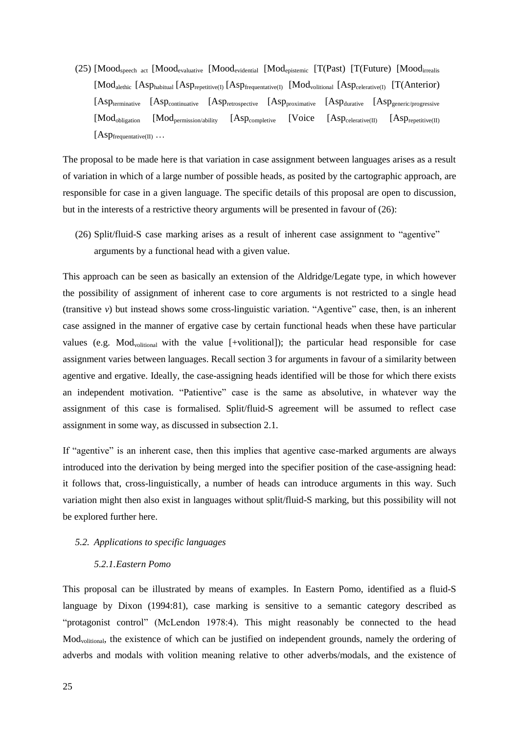(25) [$\text{Mood}_{\text{speech act}}$ [$\text{Mood}_{\text{evaluative}}$ [$\text{Mood}_{\text{evidential}}$ [$\text{Mod}_{\text{epistemic}}$ [T(Past) [T(Future) [$\text{Mood}_{\text{irrealis}}$ [$\text{Mod}_{\text{alethic}}$ [$\text{Asp}_{\text{habitual}}$ [$\text{Asp}_{\text{repetitive(I)}}$ [$\text{Asp}_{\text{frequentative(I)}}$ [$\text{Mod}_{\text{volitional}}$ [$\text{Asp}_{\text{celerative(I)}}$ [T(Anterior) [$\text{Asp}_{\text{terminative}}$ [$\text{Asp}_{\text{continuative}}$ [$\text{Asp}_{\text{retrospective}}$ [$\text{Asp}_{\text{proximative}}$ [$\text{Asp}_{\text{durative}}$ [$\text{Asp}_{\text{generic/progressive}}$ [$\text{Mod}_{\text{obligation}}$ [$\text{Mod}_{\text{permission/ability}}$ [$\text{Asp}_{\text{completive}}$ [Voice [$\text{Asp}_{\text{celerative(II)}}$ [$\text{Asp}_{\text{repetitive(II)}}$ [$\text{Asp}_{\text{frequentative(II)}}$ …

The proposal to be made here is that variation in case assignment between languages arises as a result of variation in which of a large number of possible heads, as posited by the cartographic approach, are responsible for case in a given language. The specific details of this proposal are open to discussion, but in the interests of a restrictive theory arguments will be presented in favour of (26):

(26) Split/fluid-S case marking arises as a result of inherent case assignment to "agentive" arguments by a functional head with a given value.

This approach can be seen as basically an extension of the Aldridge/Legate type, in which however the possibility of assignment of inherent case to core arguments is not restricted to a single head (transitive *v*) but instead shows some cross-linguistic variation. "Agentive" case, then, is an inherent case assigned in the manner of ergative case by certain functional heads when these have particular values (e.g. $\text{Mod}_{\text{volitional}}$ with the value [+volitional]); the particular head responsible for case assignment varies between languages. Recall section 3 for arguments in favour of a similarity between agentive and ergative. Ideally, the case-assigning heads identified will be those for which there exists an independent motivation. "Patientive" case is the same as absolutive, in whatever way the assignment of this case is formalised. Split/fluid-S agreement will be assumed to reflect case assignment in some way, as discussed in subsection 2.1.

If "agentive" is an inherent case, then this implies that agentive case-marked arguments are always introduced into the derivation by being merged into the specifier position of the case-assigning head: it follows that, cross-linguistically, a number of heads can introduce arguments in this way. Such variation might then also exist in languages without split/fluid-S marking, but this possibility will not be explored further here.

### *5.2. Applications to specific languages*

#### *5.2.1. Eastern Pomo*

This proposal can be illustrated by means of examples. In Eastern Pomo, identified as a fluid-S language by Dixon (1994:81), case marking is sensitive to a semantic category described as "protagonist control" (McLendon 1978:4). This might reasonably be connected to the head $\text{Mod}_{\text{volitional}}$, the existence of which can be justified on independent grounds, namely the ordering of adverbs and modals with volition meaning relative to other adverbs/modals, and the existence of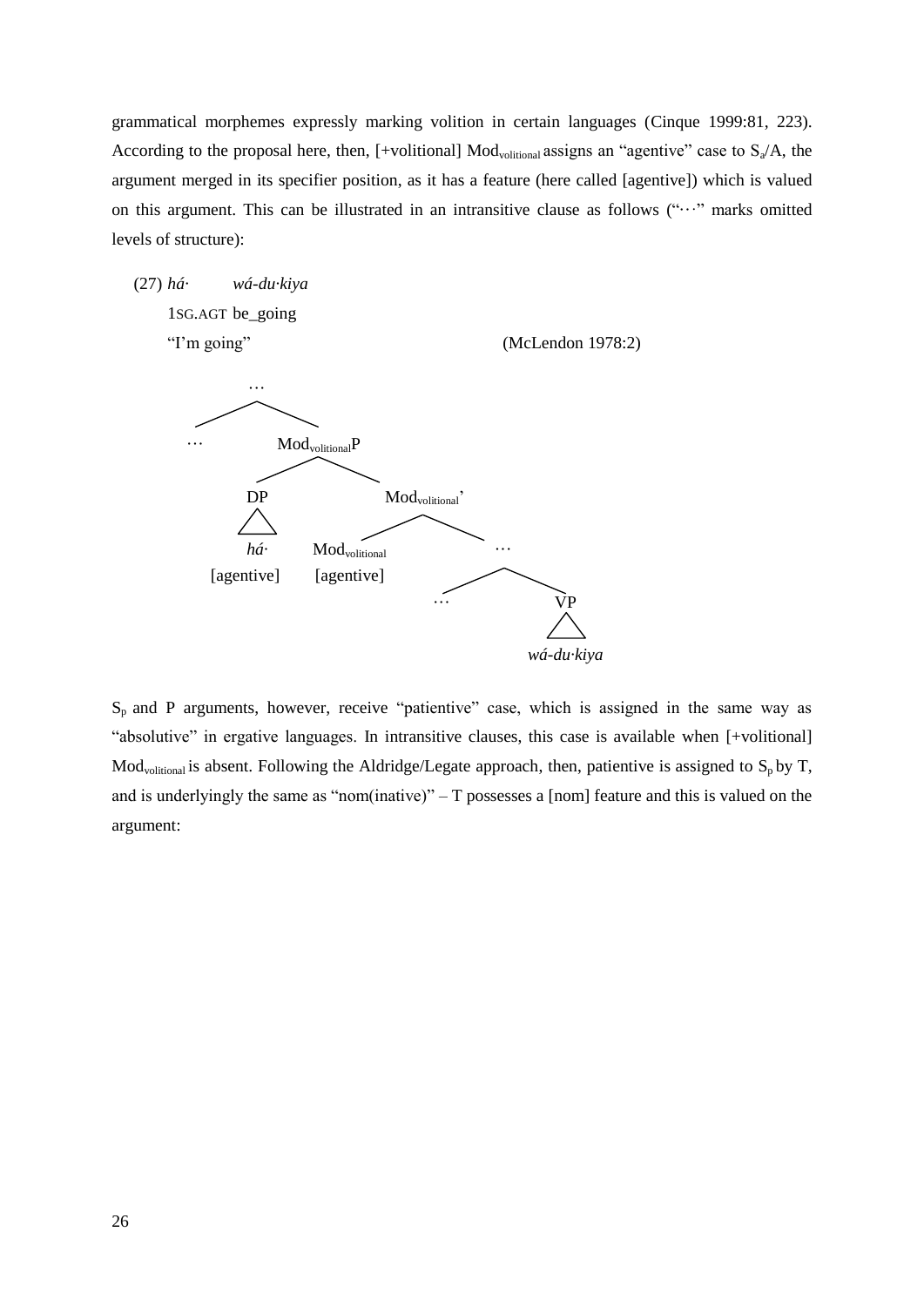grammatical morphemes expressly marking volition in certain languages (Cinque 1999:81, 223). According to the proposal here, then, [+volitional] $Mod_{volitional}$ assigns an "agentive" case to $S_a$/A, the argument merged in its specifier position, as it has a feature (here called [agentive]) which is valued on this argument. This can be illustrated in an intransitive clause as follows ("…" marks omitted levels of structure):

(27) *há·* *wá-du·kiya*
1SG.AGT be_going
"I'm going" (McLendon 1978:2)

```
        …
       / \
      …   Mod_volitional P
          /            \
        DP          Mod_volitional'
        |            /          \
       há·   Mod_volitional      …
   [agentive]  [agentive]       / \
                               …   VP
                                   |
                               wá-du·kiya
```

$S_p$ and P arguments, however, receive "patientive" case, which is assigned in the same way as "absolutive" in ergative languages. In intransitive clauses, this case is available when [+volitional] $Mod_{volitional}$ is absent. Following the Aldridge/Legate approach, then, patientive is assigned to $S_p$ by T, and is underlyingly the same as "nom(inative)" – T possesses a [nom] feature and this is valued on the argument: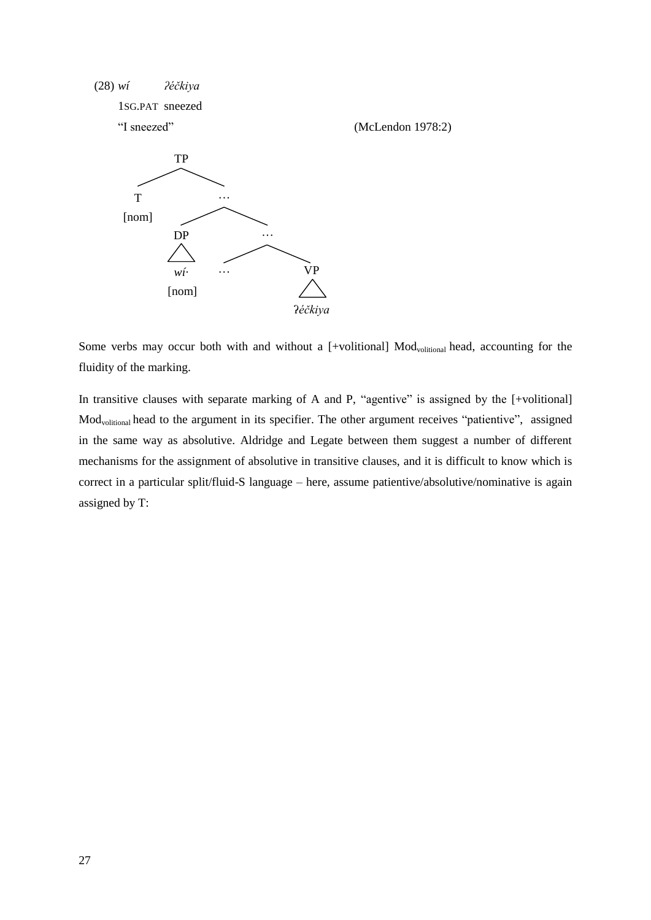(28) *wí* *ʔéčkiya*

1SG.PAT sneezed

"I sneezed" (McLendon 1978:2)

```
TP
├── T
│   [nom]
└── …
    ├── DP
    │   △
    │   wí·
    │   [nom]
    └── …
        ├── …
        └── VP
            △
            ʔéčkiya
```

Some verbs may occur both with and without a [+volitional] $\text{Mod}_{\text{volitional}}$ head, accounting for the fluidity of the marking.

In transitive clauses with separate marking of A and P, "agentive" is assigned by the [+volitional] $\text{Mod}_{\text{volitional}}$ head to the argument in its specifier. The other argument receives "patientive", assigned in the same way as absolutive. Aldridge and Legate between them suggest a number of different mechanisms for the assignment of absolutive in transitive clauses, and it is difficult to know which is correct in a particular split/fluid-S language – here, assume patientive/absolutive/nominative is again assigned by T: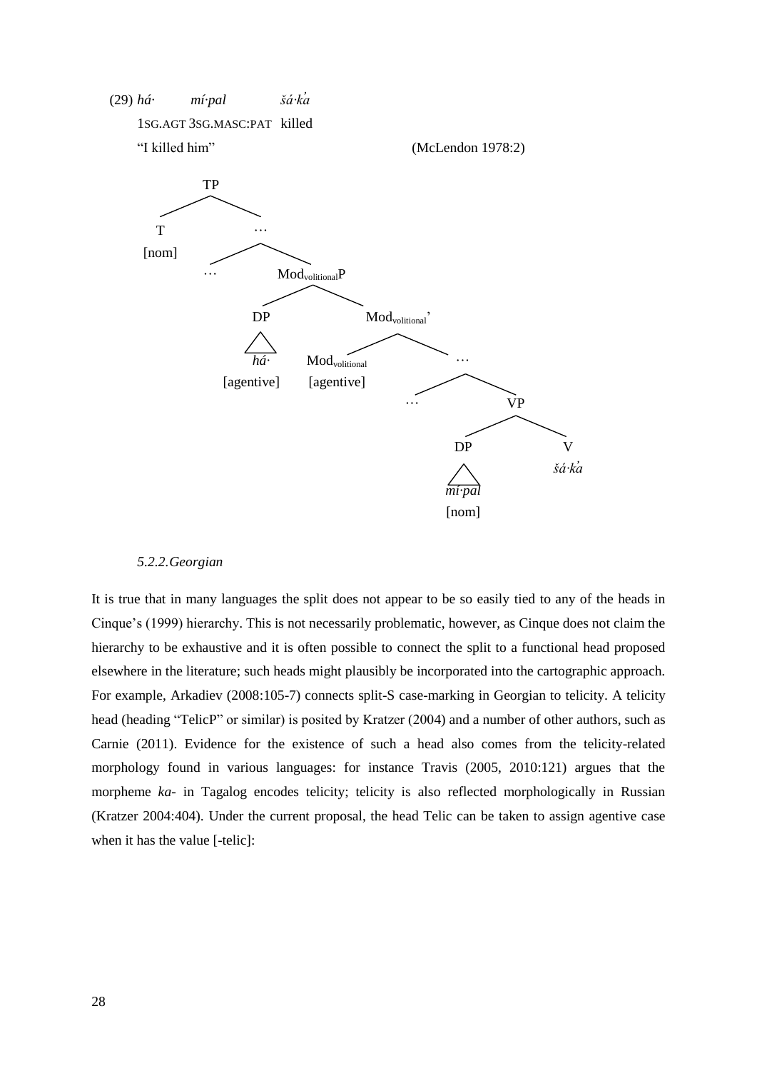(29) *há·* *mí·pal* *šá·ķa*

1SG.AGT 3SG.MASC:PAT killed

"I killed him" (McLendon 1978:2)

```
TP
├── T [nom]
└── …
    ├── …
    └── Mod_volitionalP
        ├── DP [agentive]
        │   └── há·
        └── Mod_volitional'
            ├── Mod_volitional [agentive]
            └── …
                ├── …
                └── VP
                    ├── DP [nom]
                    │   └── mí·pal
                    └── V
                        └── šá·ķa
```

*5.2.2.Georgian*

It is true that in many languages the split does not appear to be so easily tied to any of the heads in Cinque's (1999) hierarchy. This is not necessarily problematic, however, as Cinque does not claim the hierarchy to be exhaustive and it is often possible to connect the split to a functional head proposed elsewhere in the literature; such heads might plausibly be incorporated into the cartographic approach. For example, Arkadiev (2008:105-7) connects split-S case-marking in Georgian to telicity. A telicity head (heading "TelicP" or similar) is posited by Kratzer (2004) and a number of other authors, such as Carnie (2011). Evidence for the existence of such a head also comes from the telicity-related morphology found in various languages: for instance Travis (2005, 2010:121) argues that the morpheme *ka-* in Tagalog encodes telicity; telicity is also reflected morphologically in Russian (Kratzer 2004:404). Under the current proposal, the head Telic can be taken to assign agentive case when it has the value [-telic]: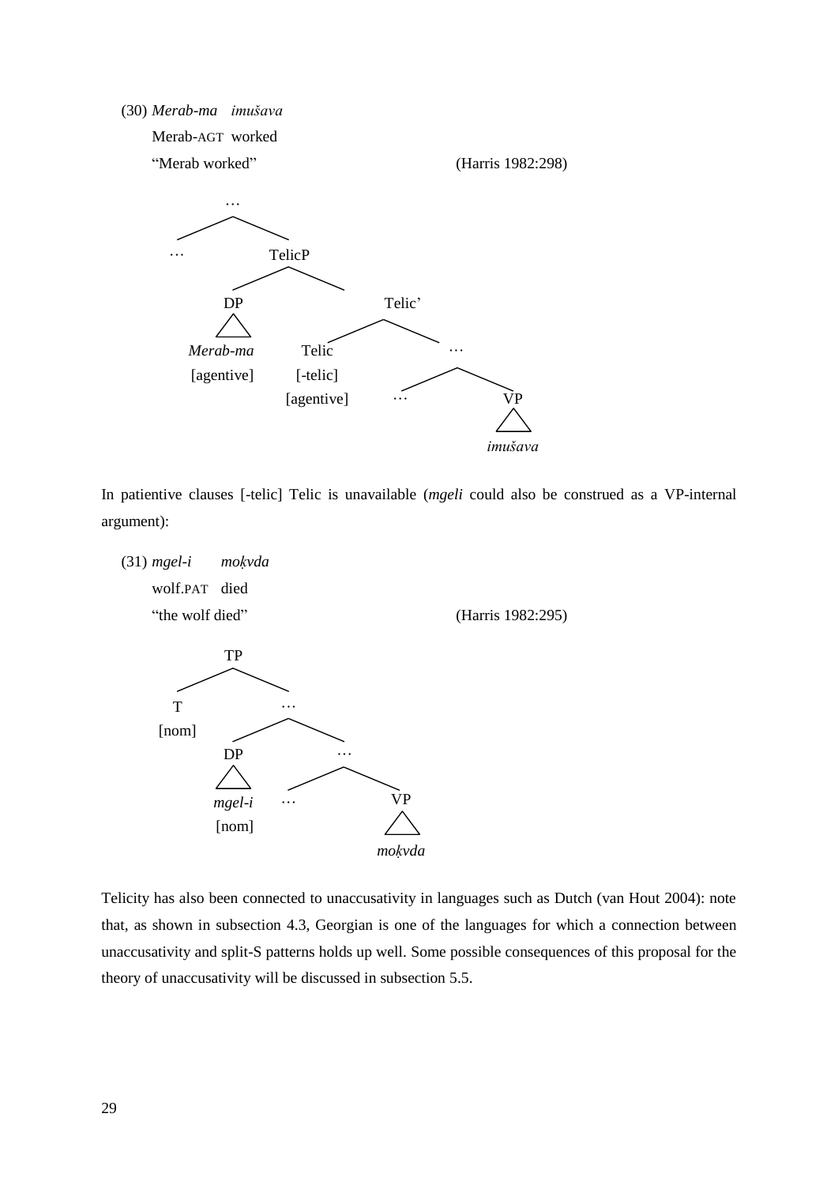(30) *Merab-ma imušava*
Merab-AGT worked
"Merab worked" (Harris 1982:298)

```
              …
           /     \
         …        TelicP
                 /      \
               DP         Telic'
               △         /      \
           Merab-ma   Telic       …
           [agentive] [-telic]   /   \
                      [agentive] …    VP
                                      △
                                   imušava
```

In patientive clauses [-telic] Telic is unavailable (*mgeli* could also be construed as a VP-internal argument):

(31) *mgel-i mokvda*
wolf.PAT died
"the wolf died" (Harris 1982:295)

```
            TP
          /    \
         T      …
       [nom]  /    \
            DP       …
            △      /   \
         mgel-i   …     VP
         [nom]          △
                      mokvda
```

Telicity has also been connected to unaccusativity in languages such as Dutch (van Hout 2004): note that, as shown in subsection 4.3, Georgian is one of the languages for which a connection between unaccusativity and split-S patterns holds up well. Some possible consequences of this proposal for the theory of unaccusativity will be discussed in subsection 5.5.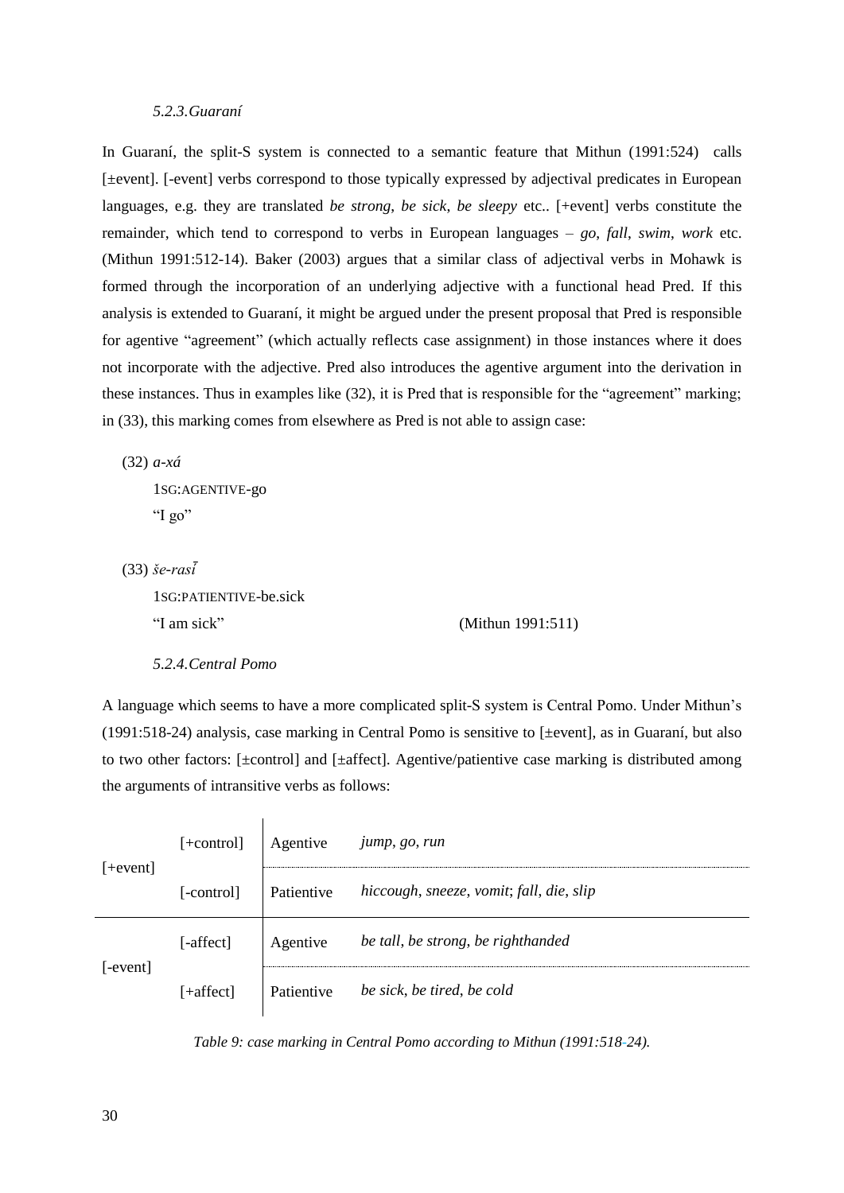### *5.2.3.Guaraní*

In Guaraní, the split-S system is connected to a semantic feature that Mithun (1991:524) calls [±event]. [-event] verbs correspond to those typically expressed by adjectival predicates in European languages, e.g. they are translated *be strong*, *be sick*, *be sleepy* etc.. [+event] verbs constitute the remainder, which tend to correspond to verbs in European languages – *go*, *fall*, *swim*, *work* etc. (Mithun 1991:512-14). Baker (2003) argues that a similar class of adjectival verbs in Mohawk is formed through the incorporation of an underlying adjective with a functional head Pred. If this analysis is extended to Guaraní, it might be argued under the present proposal that Pred is responsible for agentive "agreement" (which actually reflects case assignment) in those instances where it does not incorporate with the adjective. Pred also introduces the agentive argument into the derivation in these instances. Thus in examples like (32), it is Pred that is responsible for the "agreement" marking; in (33), this marking comes from elsewhere as Pred is not able to assign case:

(32) *a-xá*
 1SG:AGENTIVE-go
 "I go"

(33) *še-rasī̄*
 1SG:PATIENTIVE-be.sick
 "I am sick" (Mithun 1991:511)

### *5.2.4.Central Pomo*

A language which seems to have a more complicated split-S system is Central Pomo. Under Mithun's (1991:518-24) analysis, case marking in Central Pomo is sensitive to [±event], as in Guaraní, but also to two other factors: [±control] and [±affect]. Agentive/patientive case marking is distributed among the arguments of intransitive verbs as follows:

| | | | |
|---|---|---|---|
| [+event] | [+control] | Agentive | *jump*, *go*, *run* |
| | [-control] | Patientive | *hiccough*, *sneeze*, *vomit*; *fall*, *die*, *slip* |
| [-event] | [-affect] | Agentive | *be tall*, *be strong*, *be righthanded* |
| | [+affect] | Patientive | *be sick*, *be tired*, *be cold* |

*Table 9: case marking in Central Pomo according to Mithun (1991:518-24).*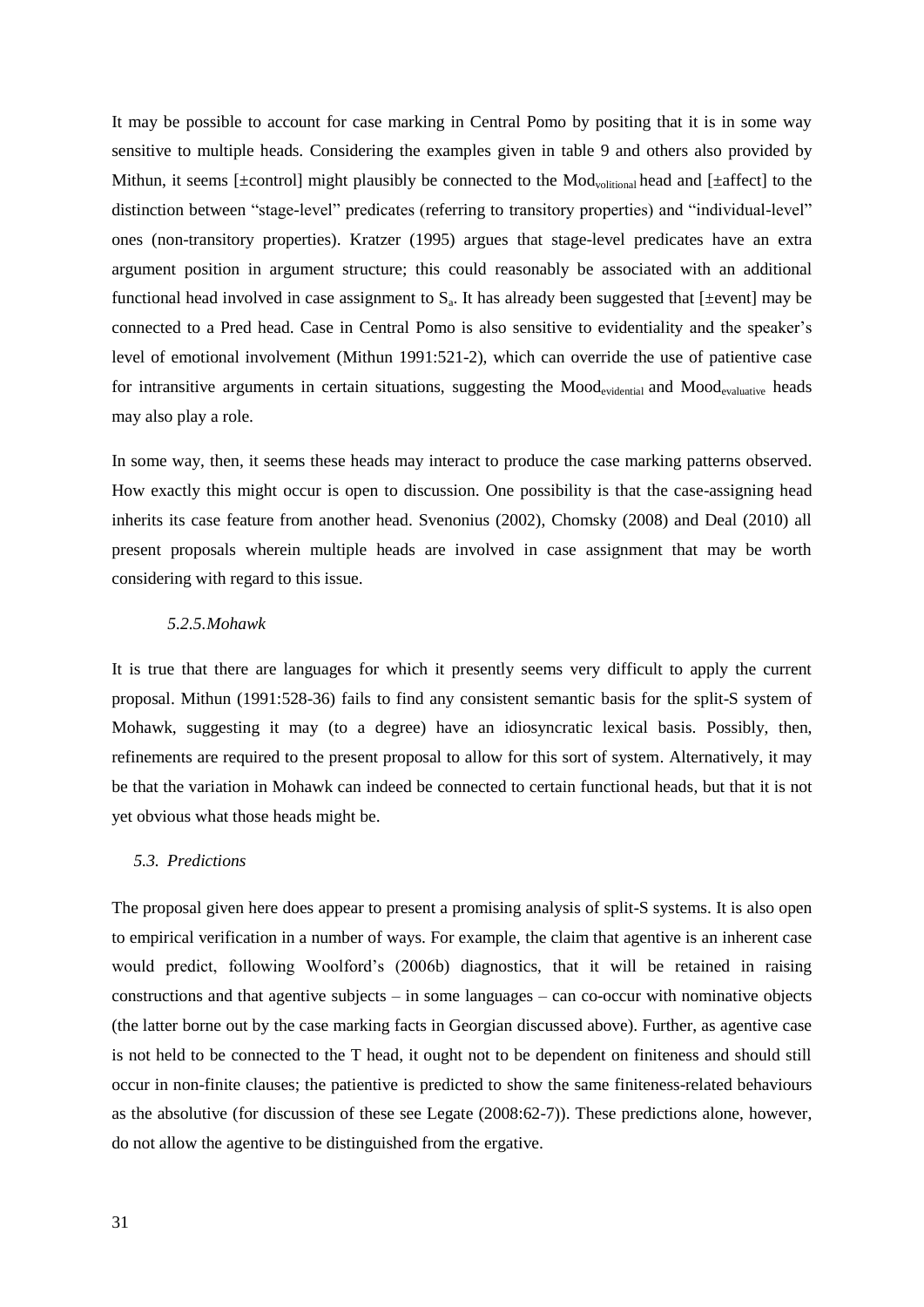It may be possible to account for case marking in Central Pomo by positing that it is in some way sensitive to multiple heads. Considering the examples given in table 9 and others also provided by Mithun, it seems [±control] might plausibly be connected to the $Mod_{volitional}$ head and [±affect] to the distinction between "stage-level" predicates (referring to transitory properties) and "individual-level" ones (non-transitory properties). Kratzer (1995) argues that stage-level predicates have an extra argument position in argument structure; this could reasonably be associated with an additional functional head involved in case assignment to $S_a$. It has already been suggested that [±event] may be connected to a Pred head. Case in Central Pomo is also sensitive to evidentiality and the speaker's level of emotional involvement (Mithun 1991:521-2), which can override the use of patientive case for intransitive arguments in certain situations, suggesting the $Mood_{evidential}$ and $Mood_{evaluative}$ heads may also play a role.

In some way, then, it seems these heads may interact to produce the case marking patterns observed. How exactly this might occur is open to discussion. One possibility is that the case-assigning head inherits its case feature from another head. Svenonius (2002), Chomsky (2008) and Deal (2010) all present proposals wherein multiple heads are involved in case assignment that may be worth considering with regard to this issue.

#### *5.2.5.Mohawk*

It is true that there are languages for which it presently seems very difficult to apply the current proposal. Mithun (1991:528-36) fails to find any consistent semantic basis for the split-S system of Mohawk, suggesting it may (to a degree) have an idiosyncratic lexical basis. Possibly, then, refinements are required to the present proposal to allow for this sort of system. Alternatively, it may be that the variation in Mohawk can indeed be connected to certain functional heads, but that it is not yet obvious what those heads might be.

### *5.3. Predictions*

The proposal given here does appear to present a promising analysis of split-S systems. It is also open to empirical verification in a number of ways. For example, the claim that agentive is an inherent case would predict, following Woolford's (2006b) diagnostics, that it will be retained in raising constructions and that agentive subjects – in some languages – can co-occur with nominative objects (the latter borne out by the case marking facts in Georgian discussed above). Further, as agentive case is not held to be connected to the T head, it ought not to be dependent on finiteness and should still occur in non-finite clauses; the patientive is predicted to show the same finiteness-related behaviours as the absolutive (for discussion of these see Legate (2008:62-7)). These predictions alone, however, do not allow the agentive to be distinguished from the ergative.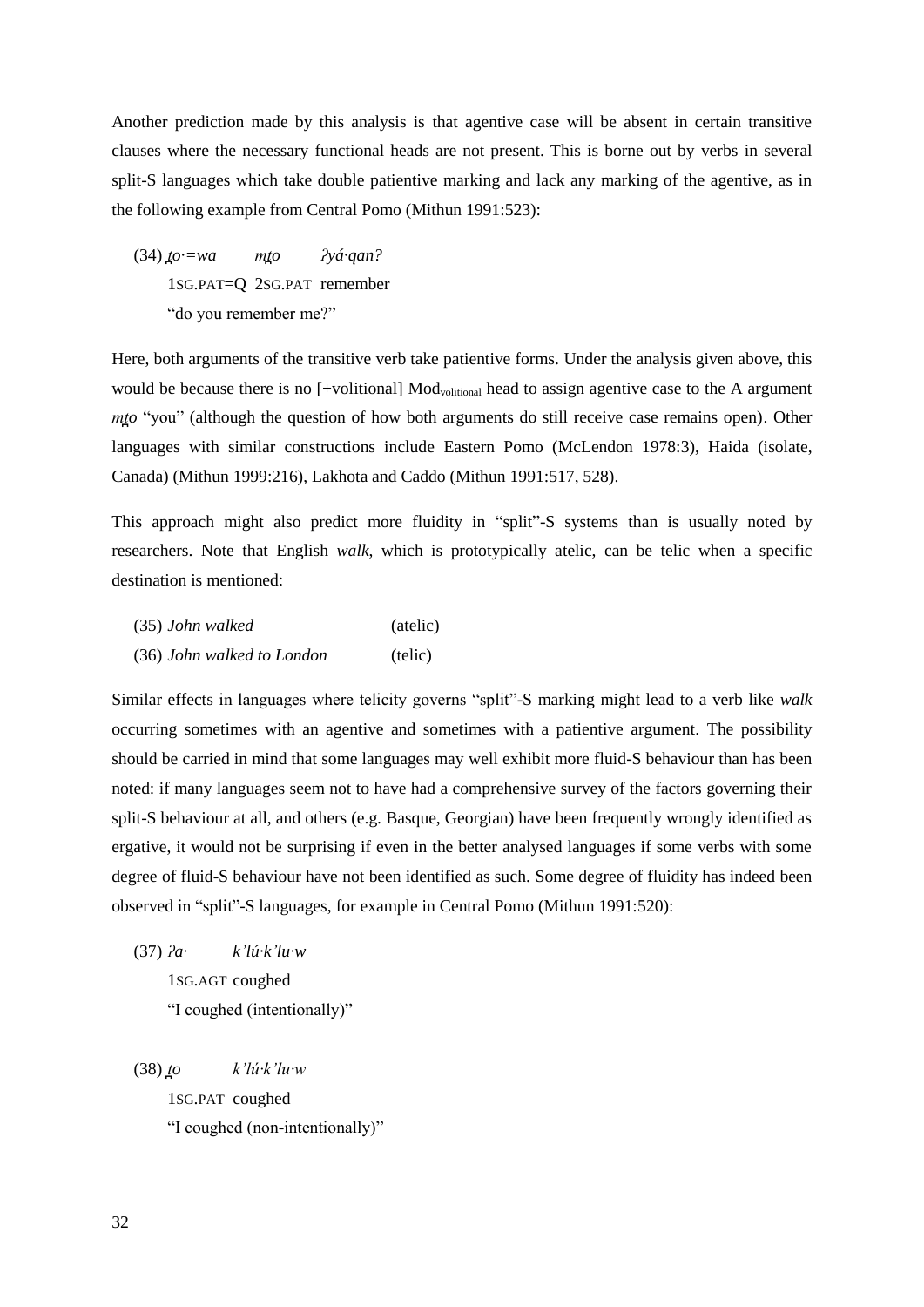Another prediction made by this analysis is that agentive case will be absent in certain transitive clauses where the necessary functional heads are not present. This is borne out by verbs in several split-S languages which take double patientive marking and lack any marking of the agentive, as in the following example from Central Pomo (Mithun 1991:523):

(34) *t̪o·=wa   mt̪o   ʔyá·qan?*
1SG.PAT=Q  2SG.PAT  remember
"do you remember me?"

Here, both arguments of the transitive verb take patientive forms. Under the analysis given above, this would be because there is no [+volitional] $\text{Mod}_{\text{volitional}}$ head to assign agentive case to the A argument *mt̪o* "you" (although the question of how both arguments do still receive case remains open). Other languages with similar constructions include Eastern Pomo (McLendon 1978:3), Haida (isolate, Canada) (Mithun 1999:216), Lakhota and Caddo (Mithun 1991:517, 528).

This approach might also predict more fluidity in "split"-S systems than is usually noted by researchers. Note that English *walk*, which is prototypically atelic, can be telic when a specific destination is mentioned:

(35) *John walked*   (atelic)
(36) *John walked to London*   (telic)

Similar effects in languages where telicity governs "split"-S marking might lead to a verb like *walk* occurring sometimes with an agentive and sometimes with a patientive argument. The possibility should be carried in mind that some languages may well exhibit more fluid-S behaviour than has been noted: if many languages seem not to have had a comprehensive survey of the factors governing their split-S behaviour at all, and others (e.g. Basque, Georgian) have been frequently wrongly identified as ergative, it would not be surprising if even in the better analysed languages if some verbs with some degree of fluid-S behaviour have not been identified as such. Some degree of fluidity has indeed been observed in "split"-S languages, for example in Central Pomo (Mithun 1991:520):

(37) *ʔa·   k'lú·k'lu·w*
1SG.AGT coughed
"I coughed (intentionally)"

(38) *t̪o   k'lú·k'lu·w*
1SG.PAT coughed
"I coughed (non-intentionally)"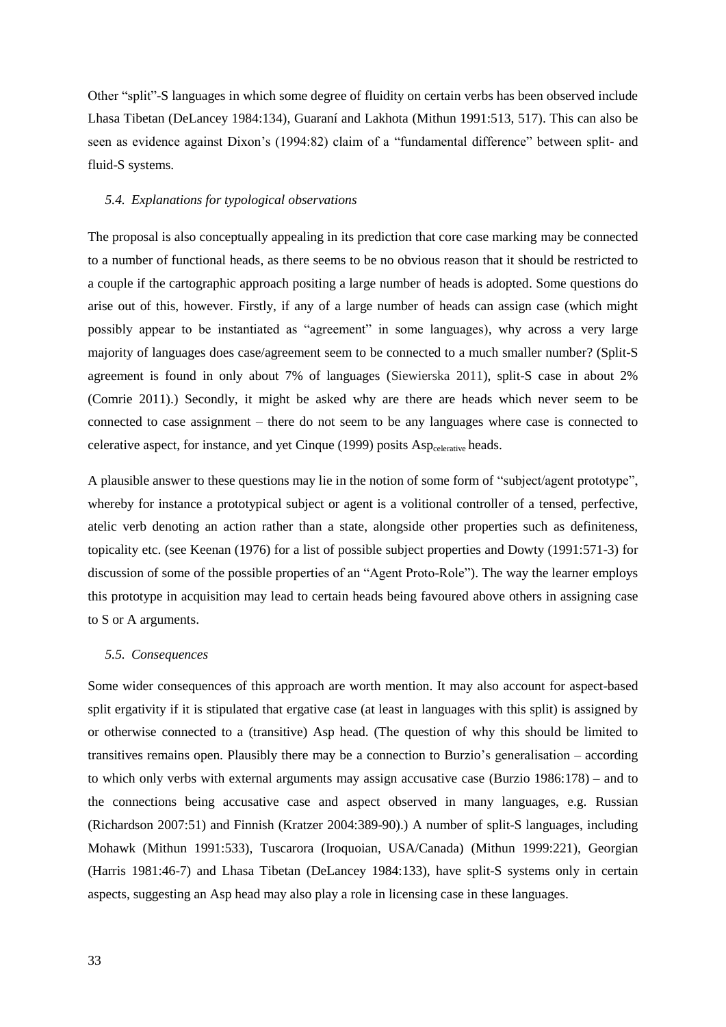Other "split"-S languages in which some degree of fluidity on certain verbs has been observed include Lhasa Tibetan (DeLancey 1984:134), Guaraní and Lakhota (Mithun 1991:513, 517). This can also be seen as evidence against Dixon's (1994:82) claim of a "fundamental difference" between split- and fluid-S systems.

### 5.4. Explanations for typological observations

The proposal is also conceptually appealing in its prediction that core case marking may be connected to a number of functional heads, as there seems to be no obvious reason that it should be restricted to a couple if the cartographic approach positing a large number of heads is adopted. Some questions do arise out of this, however. Firstly, if any of a large number of heads can assign case (which might possibly appear to be instantiated as "agreement" in some languages), why across a very large majority of languages does case/agreement seem to be connected to a much smaller number? (Split-S agreement is found in only about 7% of languages (Siewierska 2011), split-S case in about 2% (Comrie 2011).) Secondly, it might be asked why are there are heads which never seem to be connected to case assignment – there do not seem to be any languages where case is connected to celerative aspect, for instance, and yet Cinque (1999) posits $\text{Asp}_{\text{celerative}}$ heads.

A plausible answer to these questions may lie in the notion of some form of "subject/agent prototype", whereby for instance a prototypical subject or agent is a volitional controller of a tensed, perfective, atelic verb denoting an action rather than a state, alongside other properties such as definiteness, topicality etc. (see Keenan (1976) for a list of possible subject properties and Dowty (1991:571-3) for discussion of some of the possible properties of an "Agent Proto-Role"). The way the learner employs this prototype in acquisition may lead to certain heads being favoured above others in assigning case to S or A arguments.

### 5.5. Consequences

Some wider consequences of this approach are worth mention. It may also account for aspect-based split ergativity if it is stipulated that ergative case (at least in languages with this split) is assigned by or otherwise connected to a (transitive) Asp head. (The question of why this should be limited to transitives remains open. Plausibly there may be a connection to Burzio's generalisation – according to which only verbs with external arguments may assign accusative case (Burzio 1986:178) – and to the connections being accusative case and aspect observed in many languages, e.g. Russian (Richardson 2007:51) and Finnish (Kratzer 2004:389-90).) A number of split-S languages, including Mohawk (Mithun 1991:533), Tuscarora (Iroquoian, USA/Canada) (Mithun 1999:221), Georgian (Harris 1981:46-7) and Lhasa Tibetan (DeLancey 1984:133), have split-S systems only in certain aspects, suggesting an Asp head may also play a role in licensing case in these languages.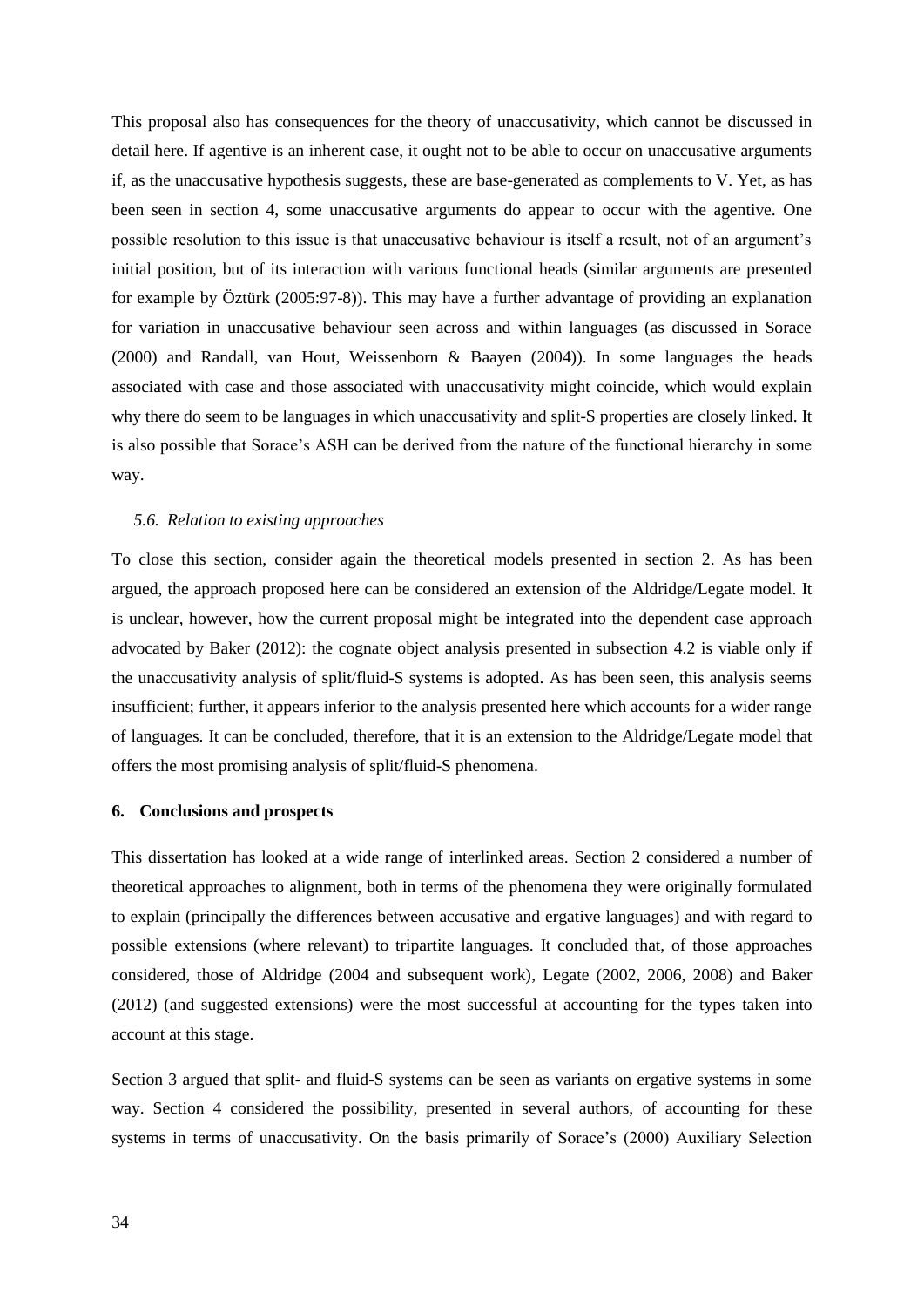This proposal also has consequences for the theory of unaccusativity, which cannot be discussed in detail here. If agentive is an inherent case, it ought not to be able to occur on unaccusative arguments if, as the unaccusative hypothesis suggests, these are base-generated as complements to V. Yet, as has been seen in section 4, some unaccusative arguments do appear to occur with the agentive. One possible resolution to this issue is that unaccusative behaviour is itself a result, not of an argument's initial position, but of its interaction with various functional heads (similar arguments are presented for example by Öztürk (2005:97-8)). This may have a further advantage of providing an explanation for variation in unaccusative behaviour seen across and within languages (as discussed in Sorace (2000) and Randall, van Hout, Weissenborn & Baayen (2004)). In some languages the heads associated with case and those associated with unaccusativity might coincide, which would explain why there do seem to be languages in which unaccusativity and split-S properties are closely linked. It is also possible that Sorace's ASH can be derived from the nature of the functional hierarchy in some way.

### *5.6. Relation to existing approaches*

To close this section, consider again the theoretical models presented in section 2. As has been argued, the approach proposed here can be considered an extension of the Aldridge/Legate model. It is unclear, however, how the current proposal might be integrated into the dependent case approach advocated by Baker (2012): the cognate object analysis presented in subsection 4.2 is viable only if the unaccusativity analysis of split/fluid-S systems is adopted. As has been seen, this analysis seems insufficient; further, it appears inferior to the analysis presented here which accounts for a wider range of languages. It can be concluded, therefore, that it is an extension to the Aldridge/Legate model that offers the most promising analysis of split/fluid-S phenomena.

## **6. Conclusions and prospects**

This dissertation has looked at a wide range of interlinked areas. Section 2 considered a number of theoretical approaches to alignment, both in terms of the phenomena they were originally formulated to explain (principally the differences between accusative and ergative languages) and with regard to possible extensions (where relevant) to tripartite languages. It concluded that, of those approaches considered, those of Aldridge (2004 and subsequent work), Legate (2002, 2006, 2008) and Baker (2012) (and suggested extensions) were the most successful at accounting for the types taken into account at this stage.

Section 3 argued that split- and fluid-S systems can be seen as variants on ergative systems in some way. Section 4 considered the possibility, presented in several authors, of accounting for these systems in terms of unaccusativity. On the basis primarily of Sorace's (2000) Auxiliary Selection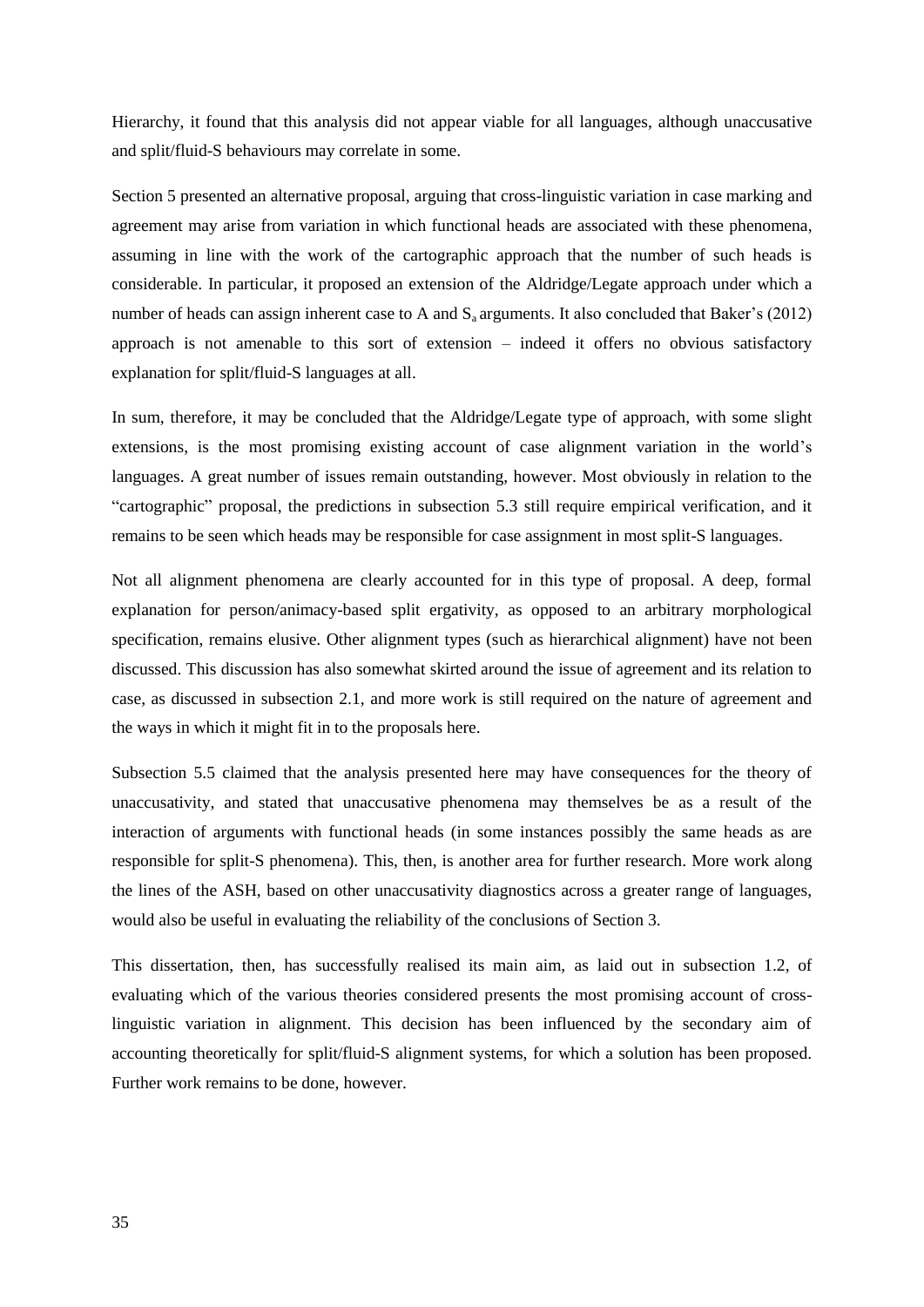Hierarchy, it found that this analysis did not appear viable for all languages, although unaccusative and split/fluid-S behaviours may correlate in some.

Section 5 presented an alternative proposal, arguing that cross-linguistic variation in case marking and agreement may arise from variation in which functional heads are associated with these phenomena, assuming in line with the work of the cartographic approach that the number of such heads is considerable. In particular, it proposed an extension of the Aldridge/Legate approach under which a number of heads can assign inherent case to A and $S_a$ arguments. It also concluded that Baker's (2012) approach is not amenable to this sort of extension – indeed it offers no obvious satisfactory explanation for split/fluid-S languages at all.

In sum, therefore, it may be concluded that the Aldridge/Legate type of approach, with some slight extensions, is the most promising existing account of case alignment variation in the world's languages. A great number of issues remain outstanding, however. Most obviously in relation to the "cartographic" proposal, the predictions in subsection 5.3 still require empirical verification, and it remains to be seen which heads may be responsible for case assignment in most split-S languages.

Not all alignment phenomena are clearly accounted for in this type of proposal. A deep, formal explanation for person/animacy-based split ergativity, as opposed to an arbitrary morphological specification, remains elusive. Other alignment types (such as hierarchical alignment) have not been discussed. This discussion has also somewhat skirted around the issue of agreement and its relation to case, as discussed in subsection 2.1, and more work is still required on the nature of agreement and the ways in which it might fit in to the proposals here.

Subsection 5.5 claimed that the analysis presented here may have consequences for the theory of unaccusativity, and stated that unaccusative phenomena may themselves be as a result of the interaction of arguments with functional heads (in some instances possibly the same heads as are responsible for split-S phenomena). This, then, is another area for further research. More work along the lines of the ASH, based on other unaccusativity diagnostics across a greater range of languages, would also be useful in evaluating the reliability of the conclusions of Section 3.

This dissertation, then, has successfully realised its main aim, as laid out in subsection 1.2, of evaluating which of the various theories considered presents the most promising account of cross-linguistic variation in alignment. This decision has been influenced by the secondary aim of accounting theoretically for split/fluid-S alignment systems, for which a solution has been proposed. Further work remains to be done, however.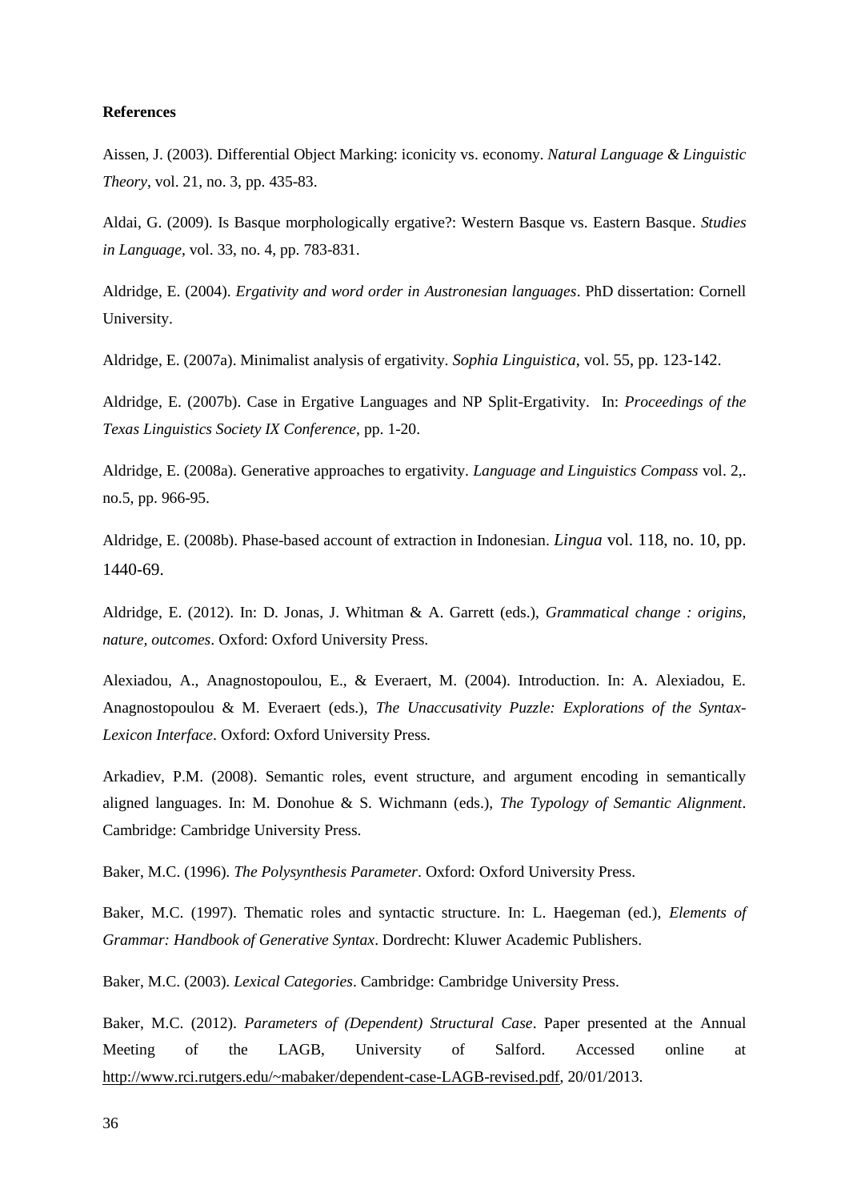**References**

Aissen, J. (2003). Differential Object Marking: iconicity vs. economy. *Natural Language & Linguistic Theory*, vol. 21, no. 3, pp. 435-83.

Aldai, G. (2009). Is Basque morphologically ergative?: Western Basque vs. Eastern Basque. *Studies in Language*, vol. 33, no. 4, pp. 783-831.

Aldridge, E. (2004). *Ergativity and word order in Austronesian languages*. PhD dissertation: Cornell University.

Aldridge, E. (2007a). Minimalist analysis of ergativity. *Sophia Linguistica*, vol. 55, pp. 123-142.

Aldridge, E. (2007b). Case in Ergative Languages and NP Split-Ergativity. In: *Proceedings of the Texas Linguistics Society IX Conference*, pp. 1-20.

Aldridge, E. (2008a). Generative approaches to ergativity. *Language and Linguistics Compass* vol. 2,. no.5, pp. 966-95.

Aldridge, E. (2008b). Phase-based account of extraction in Indonesian. *Lingua* vol. 118, no. 10, pp. 1440-69.

Aldridge, E. (2012). In: D. Jonas, J. Whitman & A. Garrett (eds.), *Grammatical change : origins, nature, outcomes*. Oxford: Oxford University Press.

Alexiadou, A., Anagnostopoulou, E., & Everaert, M. (2004). Introduction. In: A. Alexiadou, E. Anagnostopoulou & M. Everaert (eds.), *The Unaccusativity Puzzle: Explorations of the Syntax-Lexicon Interface*. Oxford: Oxford University Press.

Arkadiev, P.M. (2008). Semantic roles, event structure, and argument encoding in semantically aligned languages. In: M. Donohue & S. Wichmann (eds.), *The Typology of Semantic Alignment*. Cambridge: Cambridge University Press.

Baker, M.C. (1996). *The Polysynthesis Parameter*. Oxford: Oxford University Press.

Baker, M.C. (1997). Thematic roles and syntactic structure. In: L. Haegeman (ed.), *Elements of Grammar: Handbook of Generative Syntax*. Dordrecht: Kluwer Academic Publishers.

Baker, M.C. (2003). *Lexical Categories*. Cambridge: Cambridge University Press.

Baker, M.C. (2012). *Parameters of (Dependent) Structural Case*. Paper presented at the Annual Meeting of the LAGB, University of Salford. Accessed online at http://www.rci.rutgers.edu/~mabaker/dependent-case-LAGB-revised.pdf, 20/01/2013.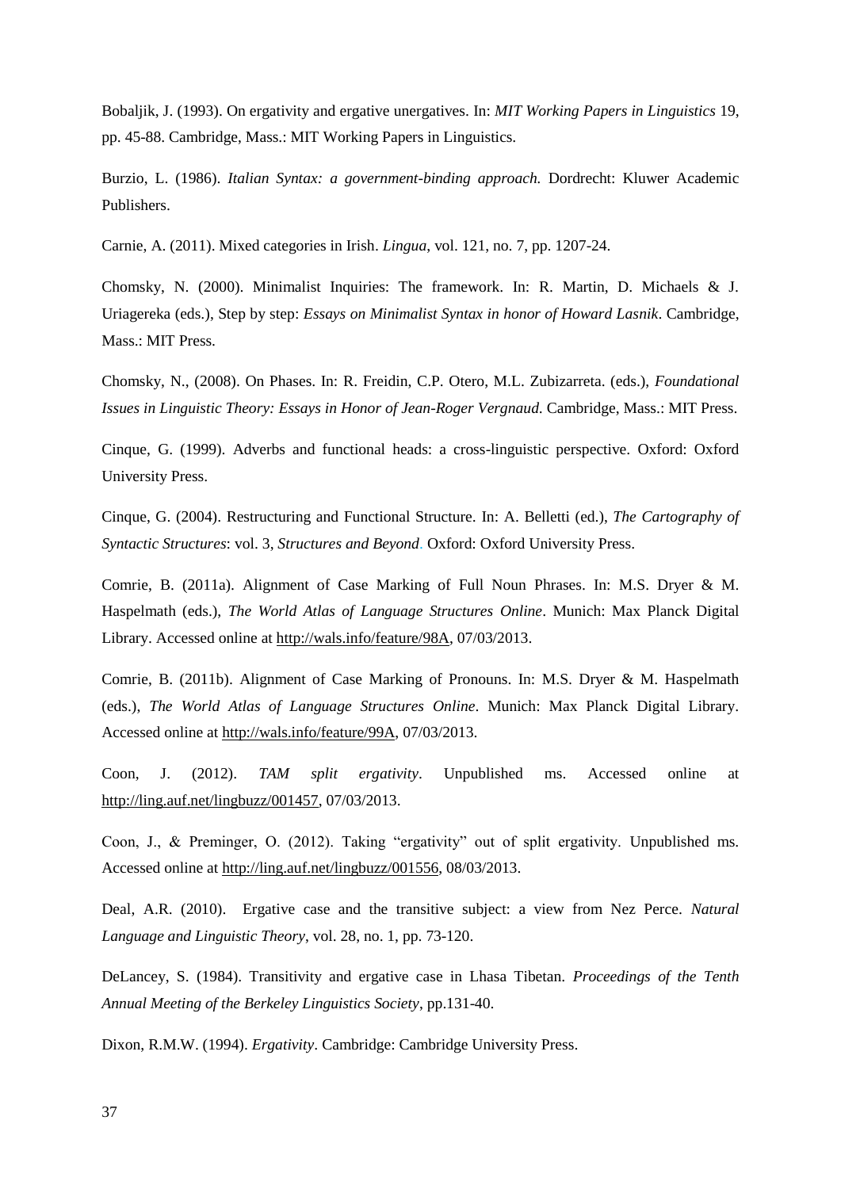Bobaljik, J. (1993). On ergativity and ergative unergatives. In: *MIT Working Papers in Linguistics* 19, pp. 45-88. Cambridge, Mass.: MIT Working Papers in Linguistics.

Burzio, L. (1986). *Italian Syntax: a government-binding approach.* Dordrecht: Kluwer Academic Publishers.

Carnie, A. (2011). Mixed categories in Irish. *Lingua*, vol. 121, no. 7, pp. 1207-24.

Chomsky, N. (2000). Minimalist Inquiries: The framework. In: R. Martin, D. Michaels & J. Uriagereka (eds.), Step by step: *Essays on Minimalist Syntax in honor of Howard Lasnik*. Cambridge, Mass.: MIT Press.

Chomsky, N., (2008). On Phases. In: R. Freidin, C.P. Otero, M.L. Zubizarreta. (eds.), *Foundational Issues in Linguistic Theory: Essays in Honor of Jean-Roger Vergnaud.* Cambridge, Mass.: MIT Press.

Cinque, G. (1999). Adverbs and functional heads: a cross-linguistic perspective. Oxford: Oxford University Press.

Cinque, G. (2004). Restructuring and Functional Structure. In: A. Belletti (ed.), *The Cartography of Syntactic Structures*: vol. 3, *Structures and Beyond*. Oxford: Oxford University Press.

Comrie, B. (2011a). Alignment of Case Marking of Full Noun Phrases. In: M.S. Dryer & M. Haspelmath (eds.), *The World Atlas of Language Structures Online*. Munich: Max Planck Digital Library. Accessed online at http://wals.info/feature/98A, 07/03/2013.

Comrie, B. (2011b). Alignment of Case Marking of Pronouns. In: M.S. Dryer & M. Haspelmath (eds.), *The World Atlas of Language Structures Online*. Munich: Max Planck Digital Library. Accessed online at http://wals.info/feature/99A, 07/03/2013.

Coon, J. (2012). *TAM split ergativity*. Unpublished ms. Accessed online at http://ling.auf.net/lingbuzz/001457, 07/03/2013.

Coon, J., & Preminger, O. (2012). Taking "ergativity" out of split ergativity. Unpublished ms. Accessed online at http://ling.auf.net/lingbuzz/001556, 08/03/2013.

Deal, A.R. (2010). Ergative case and the transitive subject: a view from Nez Perce. *Natural Language and Linguistic Theory*, vol. 28, no. 1, pp. 73-120.

DeLancey, S. (1984). Transitivity and ergative case in Lhasa Tibetan. *Proceedings of the Tenth Annual Meeting of the Berkeley Linguistics Society*, pp.131-40.

Dixon, R.M.W. (1994). *Ergativity*. Cambridge: Cambridge University Press.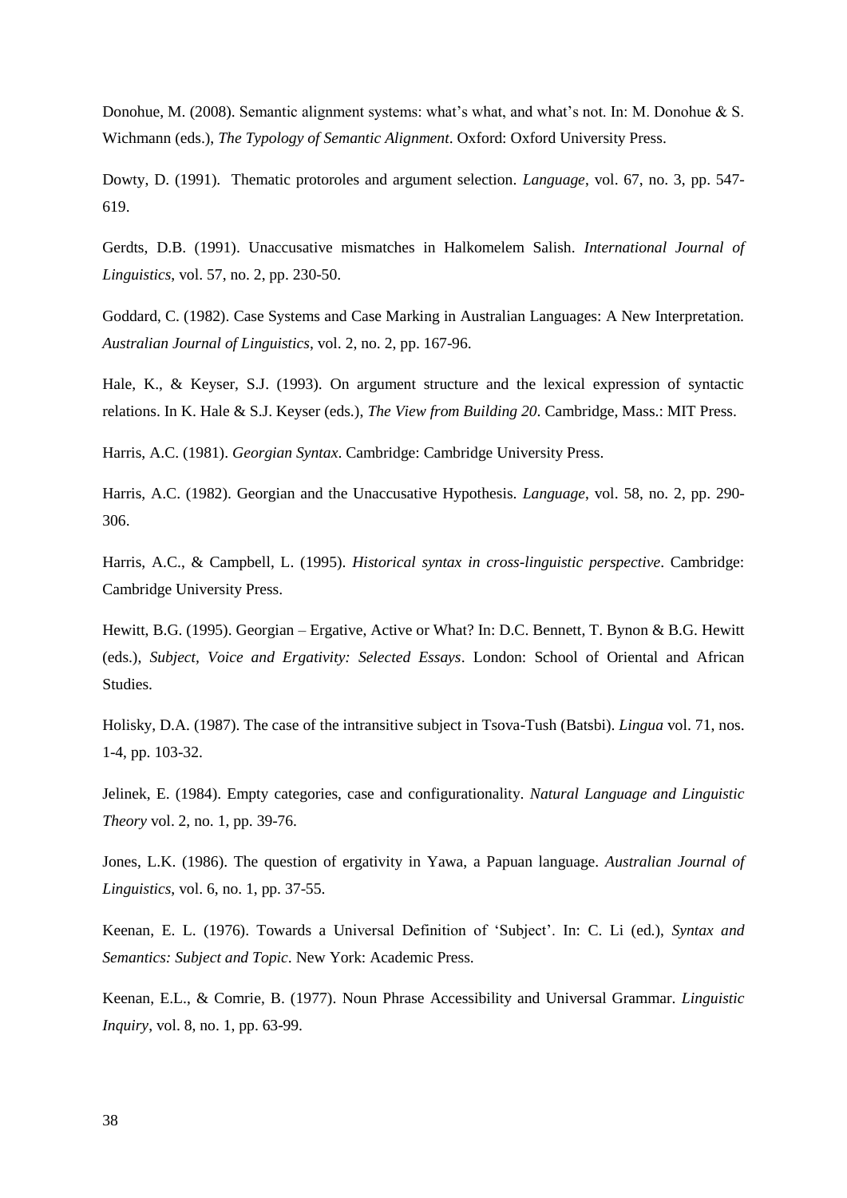Donohue, M. (2008). Semantic alignment systems: what's what, and what's not. In: M. Donohue & S. Wichmann (eds.), *The Typology of Semantic Alignment*. Oxford: Oxford University Press.

Dowty, D. (1991). Thematic protoroles and argument selection. *Language*, vol. 67, no. 3, pp. 547-619.

Gerdts, D.B. (1991). Unaccusative mismatches in Halkomelem Salish. *International Journal of Linguistics*, vol. 57, no. 2, pp. 230-50.

Goddard, C. (1982). Case Systems and Case Marking in Australian Languages: A New Interpretation. *Australian Journal of Linguistics*, vol. 2, no. 2, pp. 167-96.

Hale, K., & Keyser, S.J. (1993). On argument structure and the lexical expression of syntactic relations. In K. Hale & S.J. Keyser (eds.), *The View from Building 20*. Cambridge, Mass.: MIT Press.

Harris, A.C. (1981). *Georgian Syntax*. Cambridge: Cambridge University Press.

Harris, A.C. (1982). Georgian and the Unaccusative Hypothesis. *Language*, vol. 58, no. 2, pp. 290-306.

Harris, A.C., & Campbell, L. (1995). *Historical syntax in cross-linguistic perspective*. Cambridge: Cambridge University Press.

Hewitt, B.G. (1995). Georgian – Ergative, Active or What? In: D.C. Bennett, T. Bynon & B.G. Hewitt (eds.), *Subject, Voice and Ergativity: Selected Essays*. London: School of Oriental and African Studies.

Holisky, D.A. (1987). The case of the intransitive subject in Tsova-Tush (Batsbi). *Lingua* vol. 71, nos. 1-4, pp. 103-32.

Jelinek, E. (1984). Empty categories, case and configurationality. *Natural Language and Linguistic Theory* vol. 2, no. 1, pp. 39-76.

Jones, L.K. (1986). The question of ergativity in Yawa, a Papuan language. *Australian Journal of Linguistics*, vol. 6, no. 1, pp. 37-55.

Keenan, E. L. (1976). Towards a Universal Definition of 'Subject'. In: C. Li (ed.), *Syntax and Semantics: Subject and Topic*. New York: Academic Press.

Keenan, E.L., & Comrie, B. (1977). Noun Phrase Accessibility and Universal Grammar. *Linguistic Inquiry*, vol. 8, no. 1, pp. 63-99.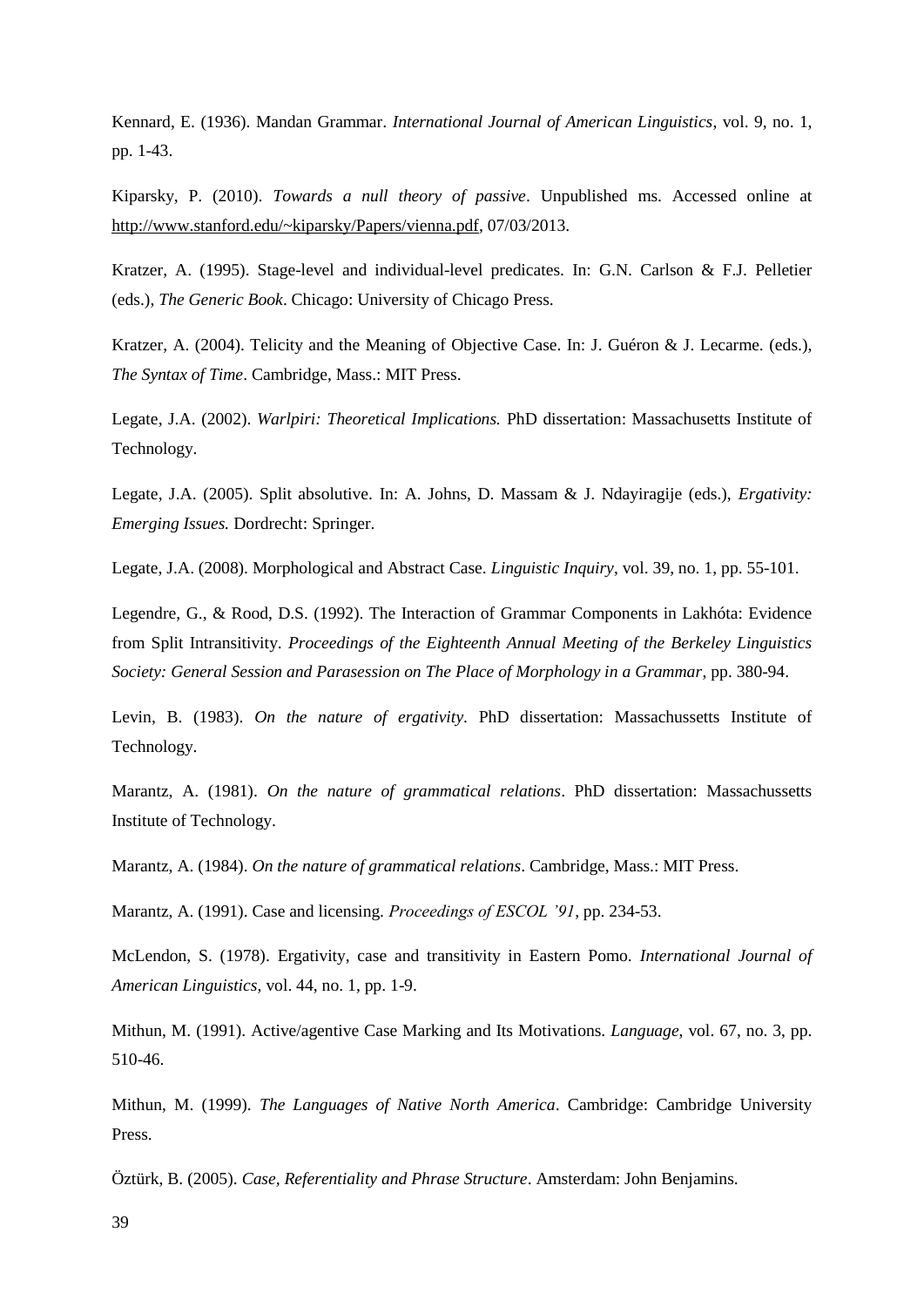Kennard, E. (1936). Mandan Grammar. *International Journal of American Linguistics*, vol. 9, no. 1, pp. 1-43.

Kiparsky, P. (2010). *Towards a null theory of passive*. Unpublished ms. Accessed online at http://www.stanford.edu/~kiparsky/Papers/vienna.pdf, 07/03/2013.

Kratzer, A. (1995). Stage-level and individual-level predicates. In: G.N. Carlson & F.J. Pelletier (eds.), *The Generic Book*. Chicago: University of Chicago Press.

Kratzer, A. (2004). Telicity and the Meaning of Objective Case. In: J. Guéron & J. Lecarme. (eds.), *The Syntax of Time*. Cambridge, Mass.: MIT Press.

Legate, J.A. (2002). *Warlpiri: Theoretical Implications.* PhD dissertation: Massachusetts Institute of Technology.

Legate, J.A. (2005). Split absolutive. In: A. Johns, D. Massam & J. Ndayiragije (eds.), *Ergativity: Emerging Issues.* Dordrecht: Springer.

Legate, J.A. (2008). Morphological and Abstract Case. *Linguistic Inquiry*, vol. 39, no. 1, pp. 55-101.

Legendre, G., & Rood, D.S. (1992). The Interaction of Grammar Components in Lakhóta: Evidence from Split Intransitivity. *Proceedings of the Eighteenth Annual Meeting of the Berkeley Linguistics Society: General Session and Parasession on The Place of Morphology in a Grammar*, pp. 380-94.

Levin, B. (1983). *On the nature of ergativity*. PhD dissertation: Massachussetts Institute of Technology.

Marantz, A. (1981). *On the nature of grammatical relations*. PhD dissertation: Massachussetts Institute of Technology.

Marantz, A. (1984). *On the nature of grammatical relations*. Cambridge, Mass.: MIT Press.

Marantz, A. (1991). Case and licensing. *Proceedings of ESCOL '91*, pp. 234-53.

McLendon, S. (1978). Ergativity, case and transitivity in Eastern Pomo. *International Journal of American Linguistics*, vol. 44, no. 1, pp. 1-9.

Mithun, M. (1991). Active/agentive Case Marking and Its Motivations. *Language*, vol. 67, no. 3, pp. 510-46.

Mithun, M. (1999). *The Languages of Native North America*. Cambridge: Cambridge University Press.

Öztürk, B. (2005). *Case, Referentiality and Phrase Structure*. Amsterdam: John Benjamins.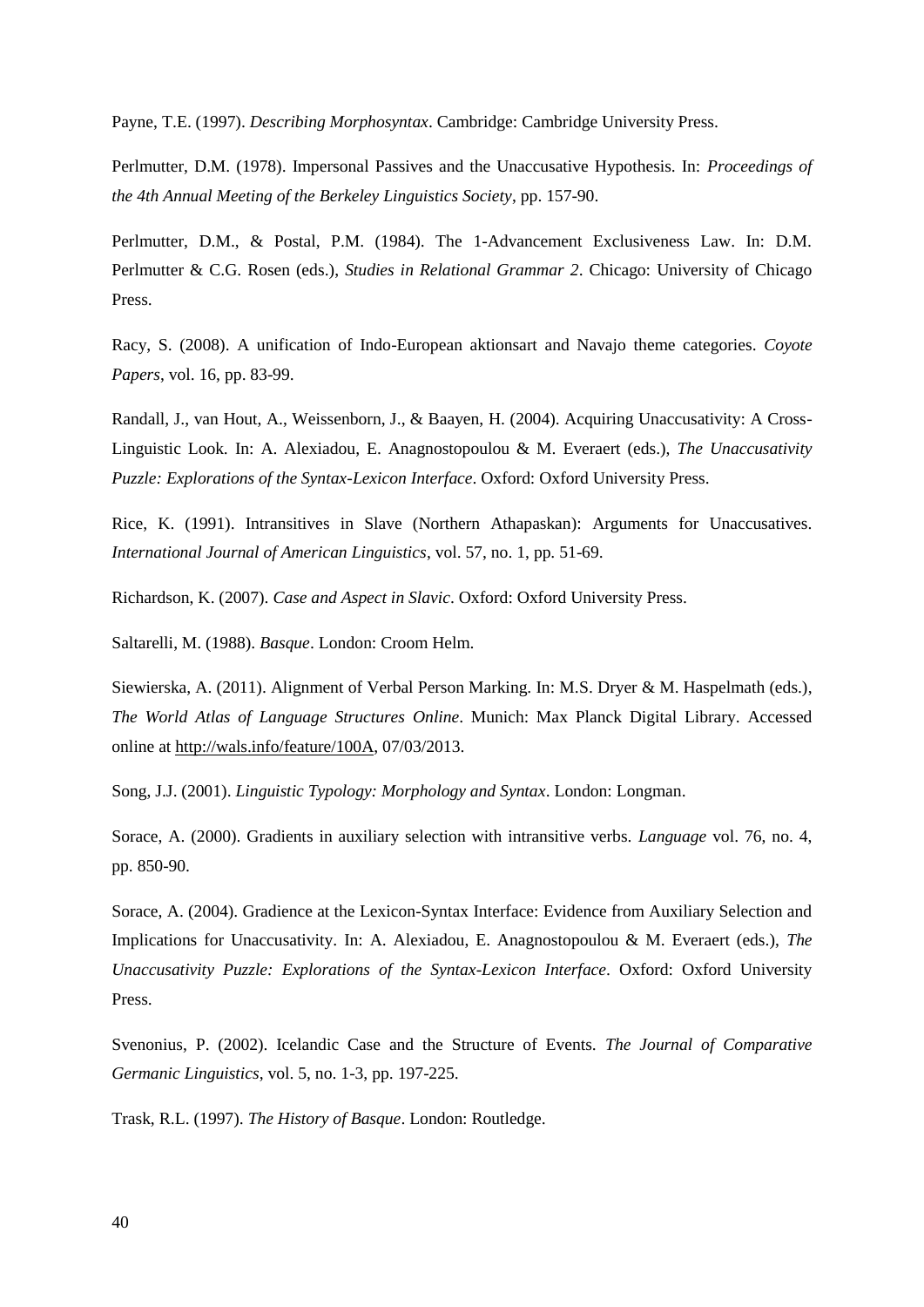Payne, T.E. (1997). *Describing Morphosyntax*. Cambridge: Cambridge University Press.

Perlmutter, D.M. (1978). Impersonal Passives and the Unaccusative Hypothesis. In: *Proceedings of the 4th Annual Meeting of the Berkeley Linguistics Society*, pp. 157-90.

Perlmutter, D.M., & Postal, P.M. (1984). The 1-Advancement Exclusiveness Law. In: D.M. Perlmutter & C.G. Rosen (eds.), *Studies in Relational Grammar 2*. Chicago: University of Chicago Press.

Racy, S. (2008). A unification of Indo-European aktionsart and Navajo theme categories. *Coyote Papers*, vol. 16, pp. 83-99.

Randall, J., van Hout, A., Weissenborn, J., & Baayen, H. (2004). Acquiring Unaccusativity: A Cross-Linguistic Look. In: A. Alexiadou, E. Anagnostopoulou & M. Everaert (eds.), *The Unaccusativity Puzzle: Explorations of the Syntax-Lexicon Interface*. Oxford: Oxford University Press.

Rice, K. (1991). Intransitives in Slave (Northern Athapaskan): Arguments for Unaccusatives. *International Journal of American Linguistics*, vol. 57, no. 1, pp. 51-69.

Richardson, K. (2007). *Case and Aspect in Slavic*. Oxford: Oxford University Press.

Saltarelli, M. (1988). *Basque*. London: Croom Helm.

Siewierska, A. (2011). Alignment of Verbal Person Marking. In: M.S. Dryer & M. Haspelmath (eds.), *The World Atlas of Language Structures Online*. Munich: Max Planck Digital Library. Accessed online at http://wals.info/feature/100A, 07/03/2013.

Song, J.J. (2001). *Linguistic Typology: Morphology and Syntax*. London: Longman.

Sorace, A. (2000). Gradients in auxiliary selection with intransitive verbs. *Language* vol. 76, no. 4, pp. 850-90.

Sorace, A. (2004). Gradience at the Lexicon-Syntax Interface: Evidence from Auxiliary Selection and Implications for Unaccusativity. In: A. Alexiadou, E. Anagnostopoulou & M. Everaert (eds.), *The Unaccusativity Puzzle: Explorations of the Syntax-Lexicon Interface*. Oxford: Oxford University Press.

Svenonius, P. (2002). Icelandic Case and the Structure of Events. *The Journal of Comparative Germanic Linguistics*, vol. 5, no. 1-3, pp. 197-225.

Trask, R.L. (1997). *The History of Basque*. London: Routledge.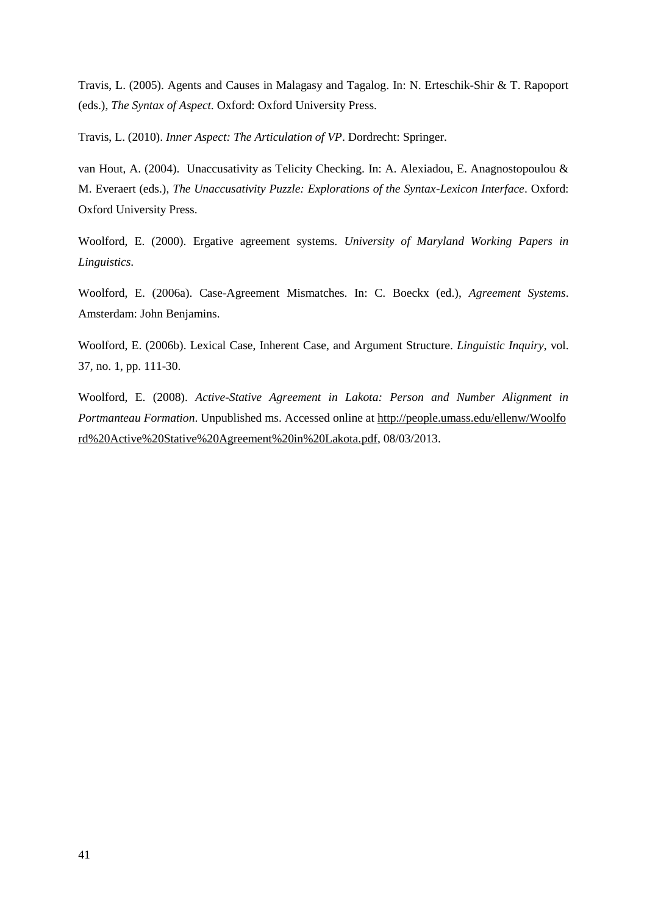Travis, L. (2005). Agents and Causes in Malagasy and Tagalog. In: N. Erteschik-Shir & T. Rapoport (eds.), *The Syntax of Aspect*. Oxford: Oxford University Press.

Travis, L. (2010). *Inner Aspect: The Articulation of VP*. Dordrecht: Springer.

van Hout, A. (2004). Unaccusativity as Telicity Checking. In: A. Alexiadou, E. Anagnostopoulou & M. Everaert (eds.), *The Unaccusativity Puzzle: Explorations of the Syntax-Lexicon Interface*. Oxford: Oxford University Press.

Woolford, E. (2000). Ergative agreement systems. *University of Maryland Working Papers in Linguistics*.

Woolford, E. (2006a). Case-Agreement Mismatches. In: C. Boeckx (ed.), *Agreement Systems*. Amsterdam: John Benjamins.

Woolford, E. (2006b). Lexical Case, Inherent Case, and Argument Structure. *Linguistic Inquiry*, vol. 37, no. 1, pp. 111-30.

Woolford, E. (2008). *Active-Stative Agreement in Lakota: Person and Number Alignment in Portmanteau Formation*. Unpublished ms. Accessed online at http://people.umass.edu/ellenw/Woolford%20Active%20Stative%20Agreement%20in%20Lakota.pdf, 08/03/2013.